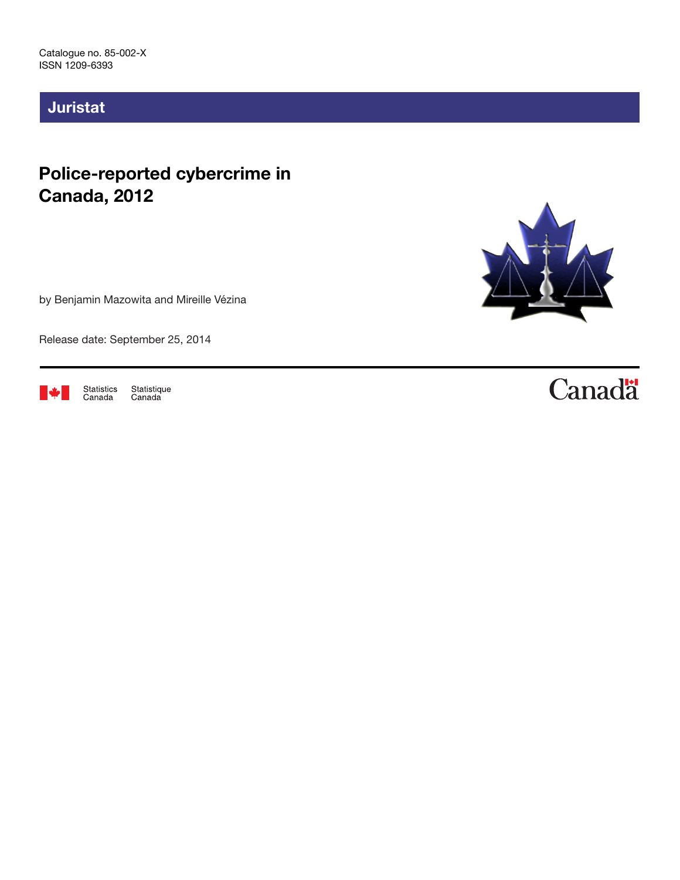Catalogue no. 85-002-X
ISSN 1209-6393

# Juristat

## Police-reported cybercrime in Canada, 2012

by Benjamin Mazowita and Mireille Vézina

Release date: September 25, 2014

Statistics Canada Statistique Canada

Canada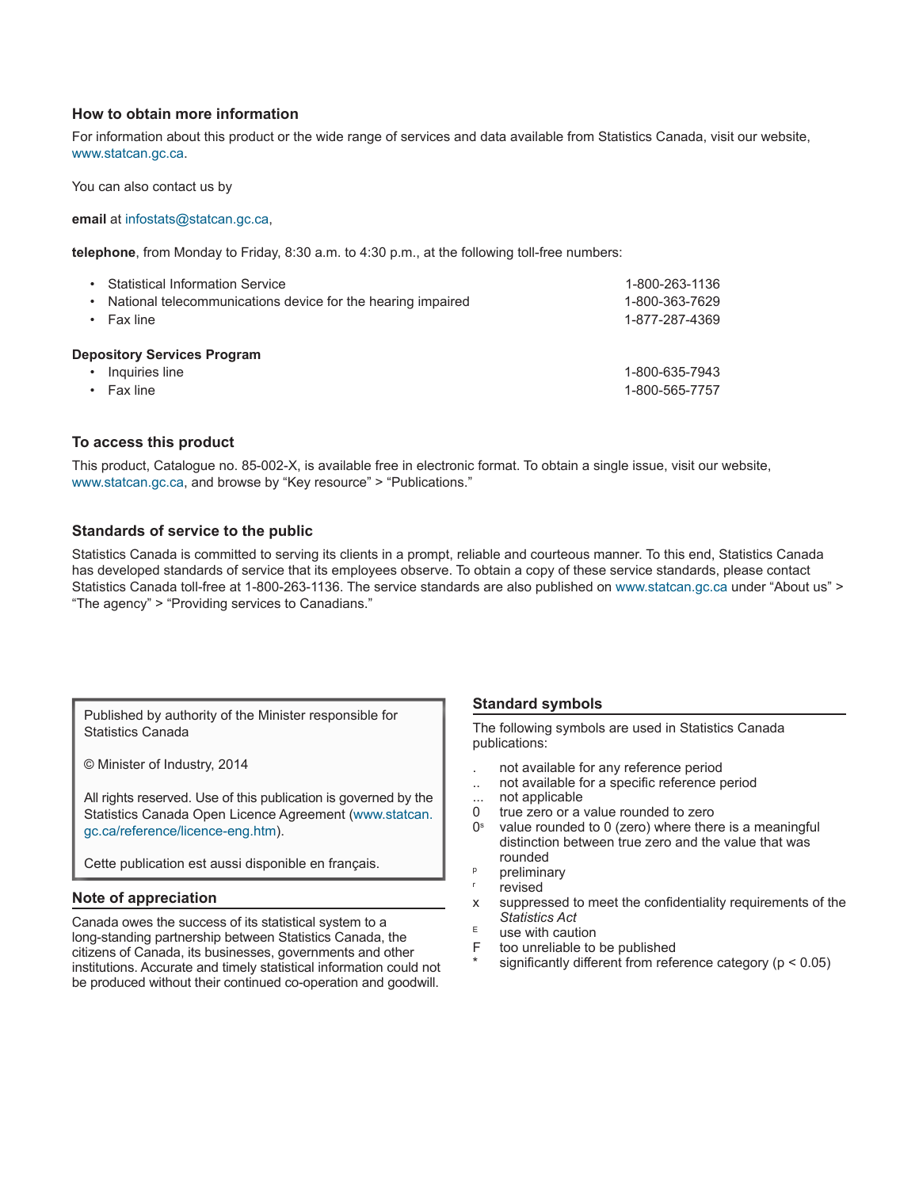## How to obtain more information

For information about this product or the wide range of services and data available from Statistics Canada, visit our website, www.statcan.gc.ca.

You can also contact us by

**email** at infostats@statcan.gc.ca,

**telephone**, from Monday to Friday, 8:30 a.m. to 4:30 p.m., at the following toll-free numbers:

- Statistical Information Service 1-800-263-1136
- National telecommunications device for the hearing impaired 1-800-363-7629
- Fax line 1-877-287-4369

**Depository Services Program**

- Inquiries line 1-800-635-7943
- Fax line 1-800-565-7757

## To access this product

This product, Catalogue no. 85-002-X, is available free in electronic format. To obtain a single issue, visit our website, www.statcan.gc.ca, and browse by “Key resource” > “Publications.”

## Standards of service to the public

Statistics Canada is committed to serving its clients in a prompt, reliable and courteous manner. To this end, Statistics Canada has developed standards of service that its employees observe. To obtain a copy of these service standards, please contact Statistics Canada toll-free at 1-800-263-1136. The service standards are also published on www.statcan.gc.ca under “About us” > “The agency” > “Providing services to Canadians.”

Published by authority of the Minister responsible for Statistics Canada

© Minister of Industry, 2014

All rights reserved. Use of this publication is governed by the Statistics Canada Open Licence Agreement (www.statcan.gc.ca/reference/licence-eng.htm).

Cette publication est aussi disponible en français.

## Note of appreciation

Canada owes the success of its statistical system to a long-standing partnership between Statistics Canada, the citizens of Canada, its businesses, governments and other institutions. Accurate and timely statistical information could not be produced without their continued co-operation and goodwill.

## Standard symbols

The following symbols are used in Statistics Canada publications:

- . not available for any reference period
- .. not available for a specific reference period
- ... not applicable
- 0 true zero or a value rounded to zero
- 0[s] value rounded to 0 (zero) where there is a meaningful distinction between true zero and the value that was rounded
- [p] preliminary
- [r] revised
- x suppressed to meet the confidentiality requirements of the *Statistics Act*
- [E] use with caution
- F too unreliable to be published
- * significantly different from reference category ($p < 0.05$)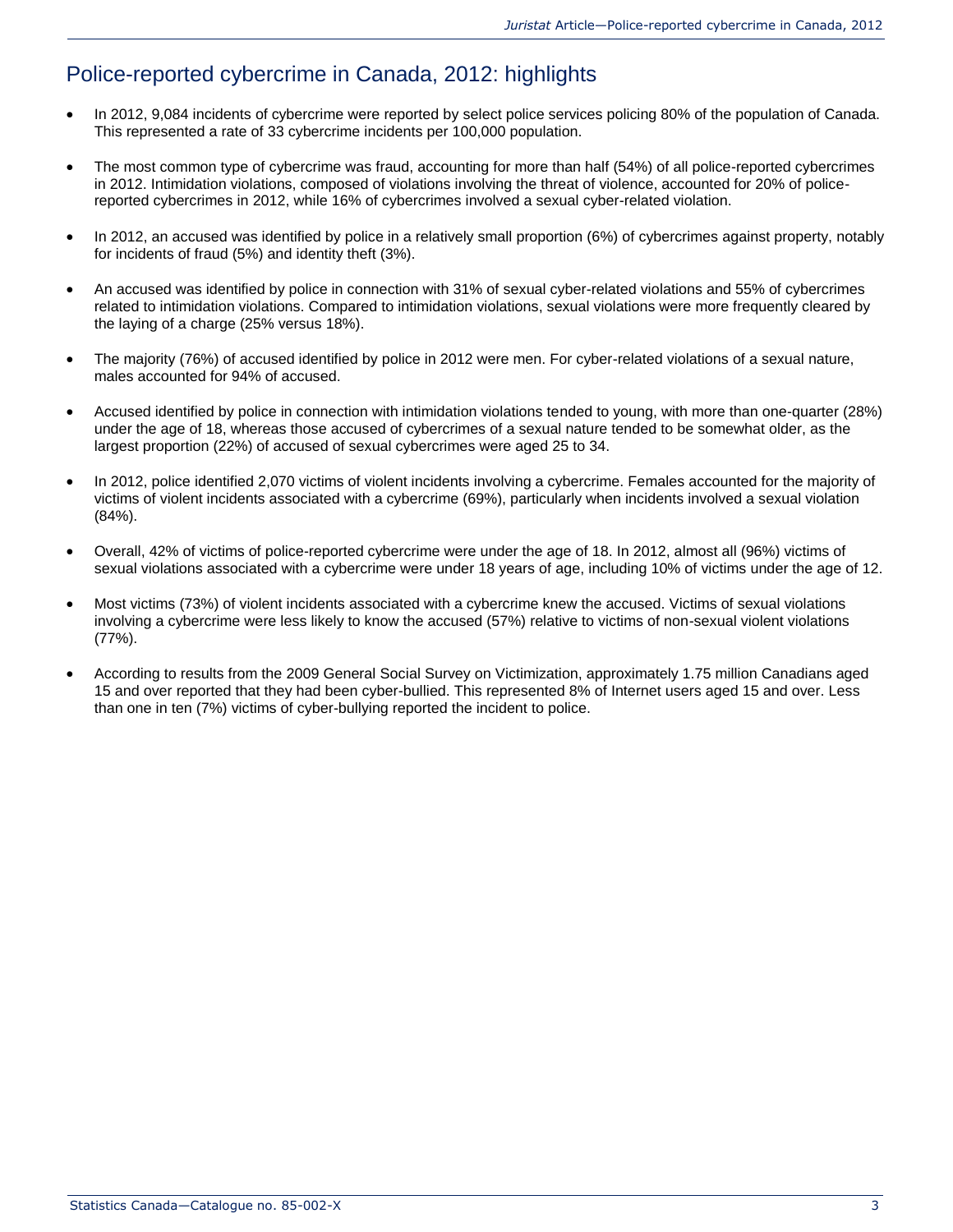## Police-reported cybercrime in Canada, 2012: highlights

- In 2012, 9,084 incidents of cybercrime were reported by select police services policing 80% of the population of Canada. This represented a rate of 33 cybercrime incidents per 100,000 population.

- The most common type of cybercrime was fraud, accounting for more than half (54%) of all police-reported cybercrimes in 2012. Intimidation violations, composed of violations involving the threat of violence, accounted for 20% of police-reported cybercrimes in 2012, while 16% of cybercrimes involved a sexual cyber-related violation.

- In 2012, an accused was identified by police in a relatively small proportion (6%) of cybercrimes against property, notably for incidents of fraud (5%) and identity theft (3%).

- An accused was identified by police in connection with 31% of sexual cyber-related violations and 55% of cybercrimes related to intimidation violations. Compared to intimidation violations, sexual violations were more frequently cleared by the laying of a charge (25% versus 18%).

- The majority (76%) of accused identified by police in 2012 were men. For cyber-related violations of a sexual nature, males accounted for 94% of accused.

- Accused identified by police in connection with intimidation violations tended to young, with more than one-quarter (28%) under the age of 18, whereas those accused of cybercrimes of a sexual nature tended to be somewhat older, as the largest proportion (22%) of accused of sexual cybercrimes were aged 25 to 34.

- In 2012, police identified 2,070 victims of violent incidents involving a cybercrime. Females accounted for the majority of victims of violent incidents associated with a cybercrime (69%), particularly when incidents involved a sexual violation (84%).

- Overall, 42% of victims of police-reported cybercrime were under the age of 18. In 2012, almost all (96%) victims of sexual violations associated with a cybercrime were under 18 years of age, including 10% of victims under the age of 12.

- Most victims (73%) of violent incidents associated with a cybercrime knew the accused. Victims of sexual violations involving a cybercrime were less likely to know the accused (57%) relative to victims of non-sexual violent violations (77%).

- According to results from the 2009 General Social Survey on Victimization, approximately 1.75 million Canadians aged 15 and over reported that they had been cyber-bullied. This represented 8% of Internet users aged 15 and over. Less than one in ten (7%) victims of cyber-bullying reported the incident to police.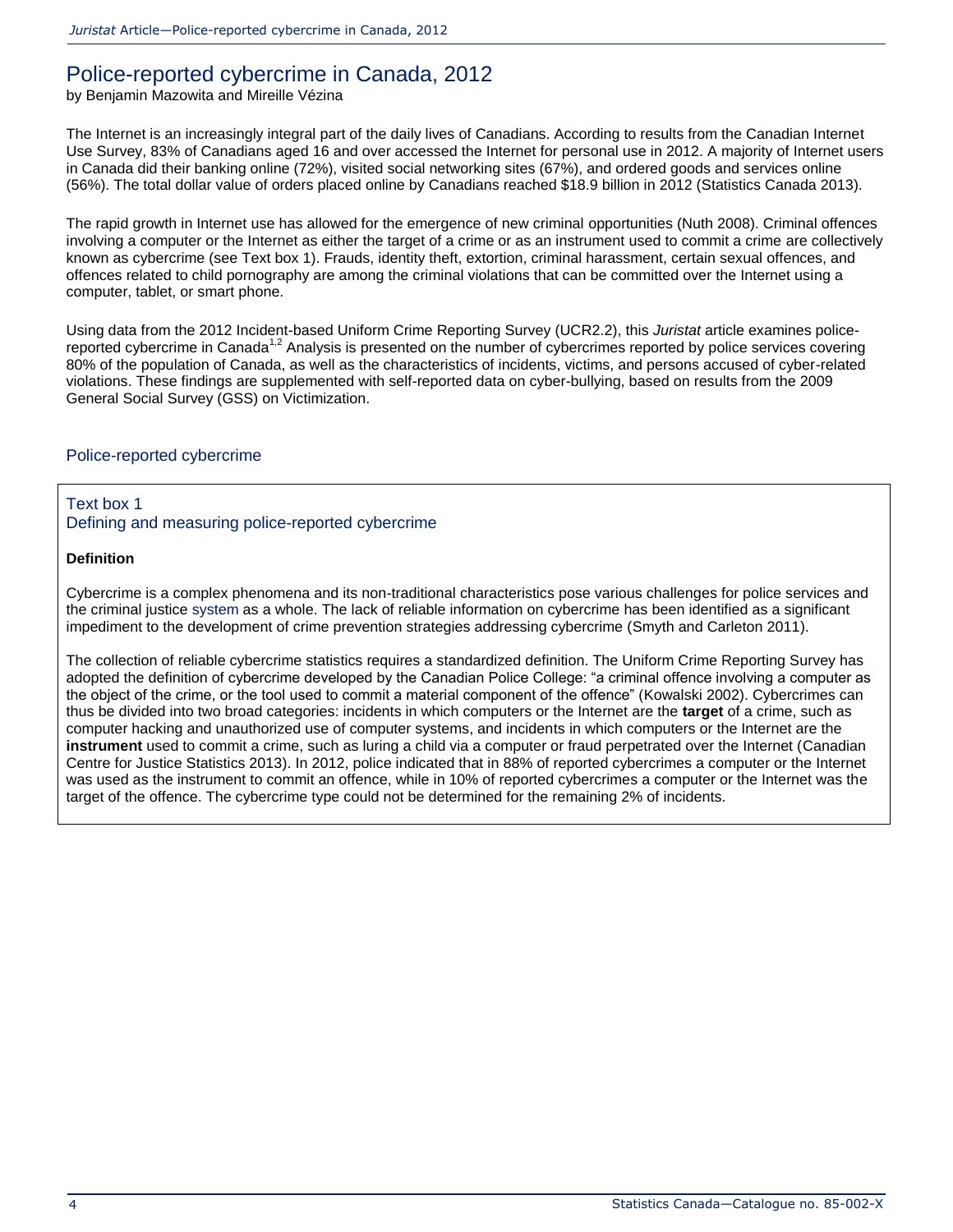# Police-reported cybercrime in Canada, 2012

by Benjamin Mazowita and Mireille Vézina

The Internet is an increasingly integral part of the daily lives of Canadians. According to results from the Canadian Internet Use Survey, 83% of Canadians aged 16 and over accessed the Internet for personal use in 2012. A majority of Internet users in Canada did their banking online (72%), visited social networking sites (67%), and ordered goods and services online (56%). The total dollar value of orders placed online by Canadians reached $18.9 billion in 2012 (Statistics Canada 2013).

The rapid growth in Internet use has allowed for the emergence of new criminal opportunities (Nuth 2008). Criminal offences involving a computer or the Internet as either the target of a crime or as an instrument used to commit a crime are collectively known as cybercrime (see Text box 1). Frauds, identity theft, extortion, criminal harassment, certain sexual offences, and offences related to child pornography are among the criminal violations that can be committed over the Internet using a computer, tablet, or smart phone.

Using data from the 2012 Incident-based Uniform Crime Reporting Survey (UCR2.2), this *Juristat* article examines police-reported cybercrime in Canada[1,2] Analysis is presented on the number of cybercrimes reported by police services covering 80% of the population of Canada, as well as the characteristics of incidents, victims, and persons accused of cyber-related violations. These findings are supplemented with self-reported data on cyber-bullying, based on results from the 2009 General Social Survey (GSS) on Victimization.

## Police-reported cybercrime

### Text box 1
### Defining and measuring police-reported cybercrime

**Definition**

Cybercrime is a complex phenomena and its non-traditional characteristics pose various challenges for police services and the criminal justice system as a whole. The lack of reliable information on cybercrime has been identified as a significant impediment to the development of crime prevention strategies addressing cybercrime (Smyth and Carleton 2011).

The collection of reliable cybercrime statistics requires a standardized definition. The Uniform Crime Reporting Survey has adopted the definition of cybercrime developed by the Canadian Police College: "a criminal offence involving a computer as the object of the crime, or the tool used to commit a material component of the offence" (Kowalski 2002). Cybercrimes can thus be divided into two broad categories: incidents in which computers or the Internet are the **target** of a crime, such as computer hacking and unauthorized use of computer systems, and incidents in which computers or the Internet are the **instrument** used to commit a crime, such as luring a child via a computer or fraud perpetrated over the Internet (Canadian Centre for Justice Statistics 2013). In 2012, police indicated that in 88% of reported cybercrimes a computer or the Internet was used as the instrument to commit an offence, while in 10% of reported cybercrimes a computer or the Internet was the target of the offence. The cybercrime type could not be determined for the remaining 2% of incidents.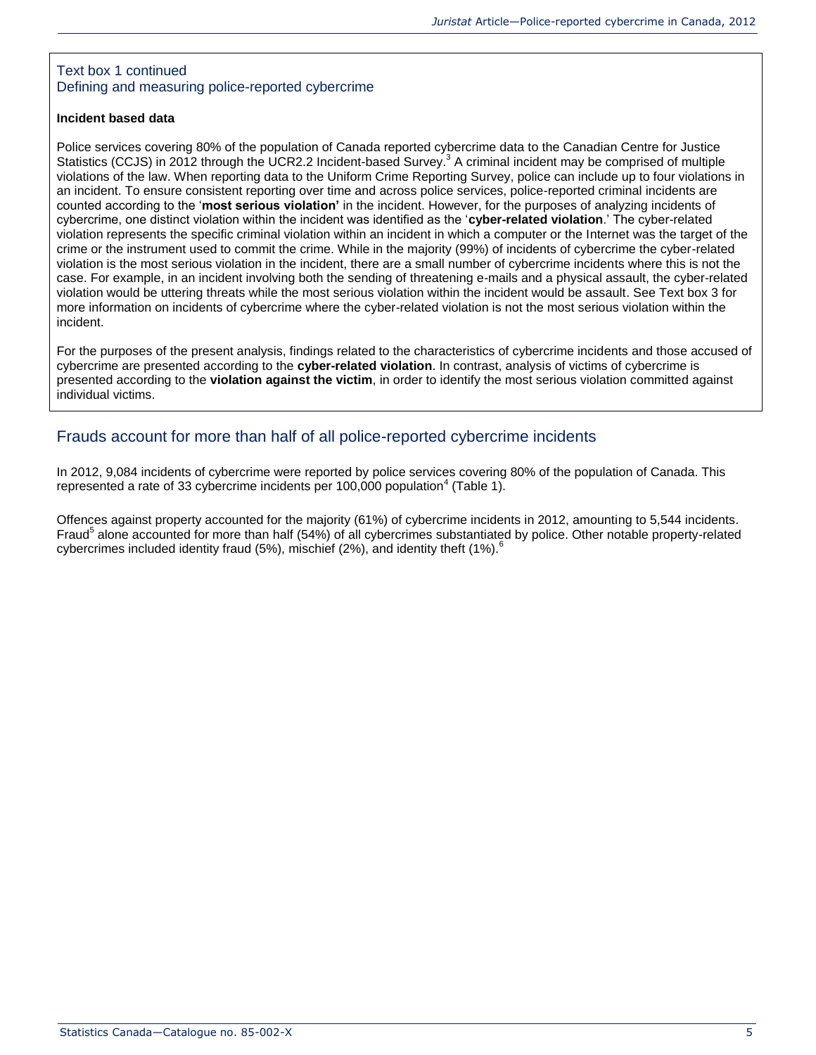Text box 1 continued
Defining and measuring police-reported cybercrime

**Incident based data**

Police services covering 80% of the population of Canada reported cybercrime data to the Canadian Centre for Justice Statistics (CCJS) in 2012 through the UCR2.2 Incident-based Survey.[3] A criminal incident may be comprised of multiple violations of the law. When reporting data to the Uniform Crime Reporting Survey, police can include up to four violations in an incident. To ensure consistent reporting over time and across police services, police-reported criminal incidents are counted according to the '**most serious violation'** in the incident. However, for the purposes of analyzing incidents of cybercrime, one distinct violation within the incident was identified as the '**cyber-related violation**.' The cyber-related violation represents the specific criminal violation within an incident in which a computer or the Internet was the target of the crime or the instrument used to commit the crime. While in the majority (99%) of incidents of cybercrime the cyber-related violation is the most serious violation in the incident, there are a small number of cybercrime incidents where this is not the case. For example, in an incident involving both the sending of threatening e-mails and a physical assault, the cyber-related violation would be uttering threats while the most serious violation within the incident would be assault. See Text box 3 for more information on incidents of cybercrime where the cyber-related violation is not the most serious violation within the incident.

For the purposes of the present analysis, findings related to the characteristics of cybercrime incidents and those accused of cybercrime are presented according to the **cyber-related violation**. In contrast, analysis of victims of cybercrime is presented according to the **violation against the victim**, in order to identify the most serious violation committed against individual victims.

## Frauds account for more than half of all police-reported cybercrime incidents

In 2012, 9,084 incidents of cybercrime were reported by police services covering 80% of the population of Canada. This represented a rate of 33 cybercrime incidents per 100,000 population[4] (Table 1).

Offences against property accounted for the majority (61%) of cybercrime incidents in 2012, amounting to 5,544 incidents. Fraud[5] alone accounted for more than half (54%) of all cybercrimes substantiated by police. Other notable property-related cybercrimes included identity fraud (5%), mischief (2%), and identity theft (1%).[6]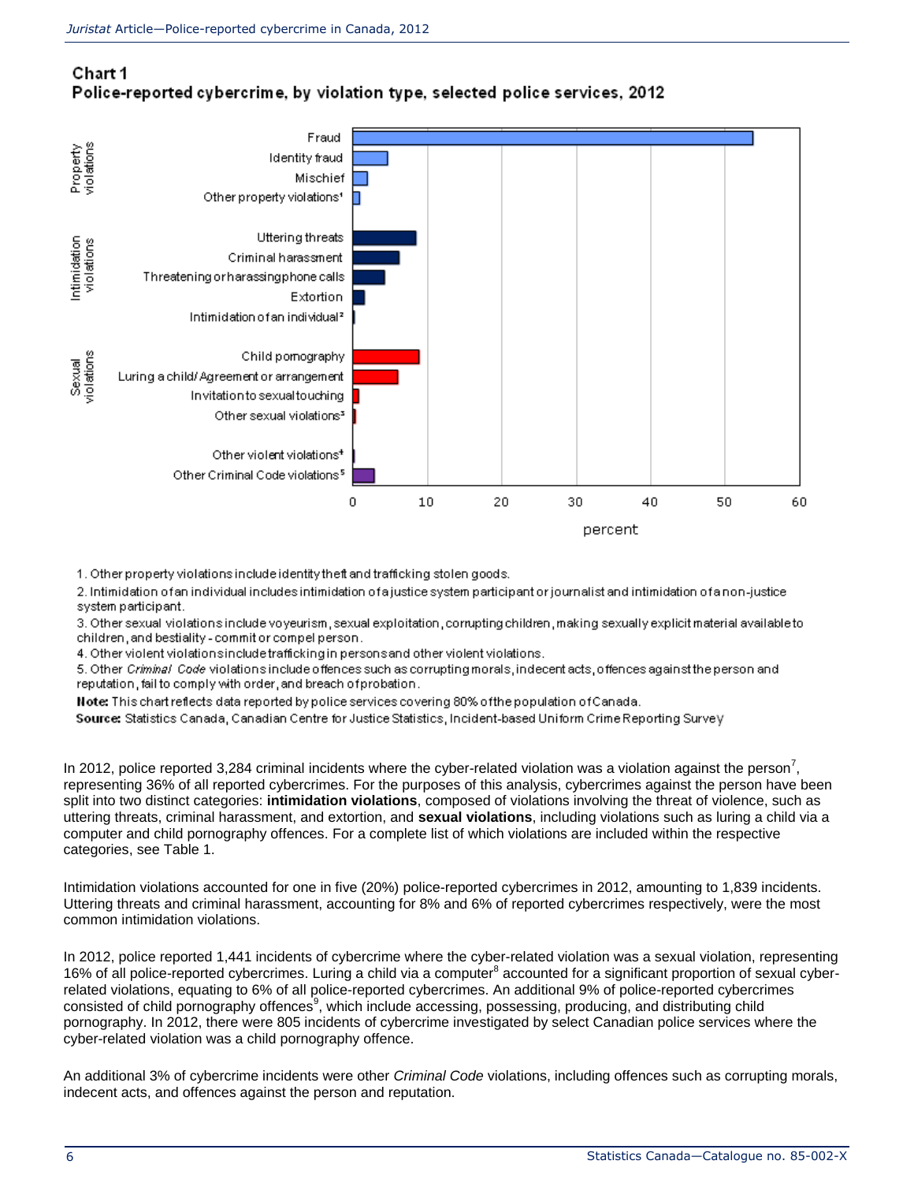**Chart 1**
**Police-reported cybercrime, by violation type, selected police services, 2012**

1. Other property violations include identity theft and trafficking stolen goods.
2. Intimidation of an individual includes intimidation of a justice system participant or journalist and intimidation of a non-justice system participant.
3. Other sexual violations include voyeurism, sexual exploitation, corrupting children, making sexually explicit material available to children, and bestiality - commit or compel person.
4. Other violent violations include trafficking in persons and other violent violations.
5. Other *Criminal Code* violations include offences such as corrupting morals, indecent acts, offences against the person and reputation, fail to comply with order, and breach of probation.

**Note:** This chart reflects data reported by police services covering 80% of the population of Canada.

**Source:** Statistics Canada, Canadian Centre for Justice Statistics, Incident-based Uniform Crime Reporting Survey

In 2012, police reported 3,284 criminal incidents where the cyber-related violation was a violation against the person[7], representing 36% of all reported cybercrimes. For the purposes of this analysis, cybercrimes against the person have been split into two distinct categories: **intimidation violations**, composed of violations involving the threat of violence, such as uttering threats, criminal harassment, and extortion, and **sexual violations**, including violations such as luring a child via a computer and child pornography offences. For a complete list of which violations are included within the respective categories, see Table 1.

Intimidation violations accounted for one in five (20%) police-reported cybercrimes in 2012, amounting to 1,839 incidents. Uttering threats and criminal harassment, accounting for 8% and 6% of reported cybercrimes respectively, were the most common intimidation violations.

In 2012, police reported 1,441 incidents of cybercrime where the cyber-related violation was a sexual violation, representing 16% of all police-reported cybercrimes. Luring a child via a computer[8] accounted for a significant proportion of sexual cyber-related violations, equating to 6% of all police-reported cybercrimes. An additional 9% of police-reported cybercrimes consisted of child pornography offences[9], which include accessing, possessing, producing, and distributing child pornography. In 2012, there were 805 incidents of cybercrime investigated by select Canadian police services where the cyber-related violation was a child pornography offence.

An additional 3% of cybercrime incidents were other *Criminal Code* violations, including offences such as corrupting morals, indecent acts, and offences against the person and reputation.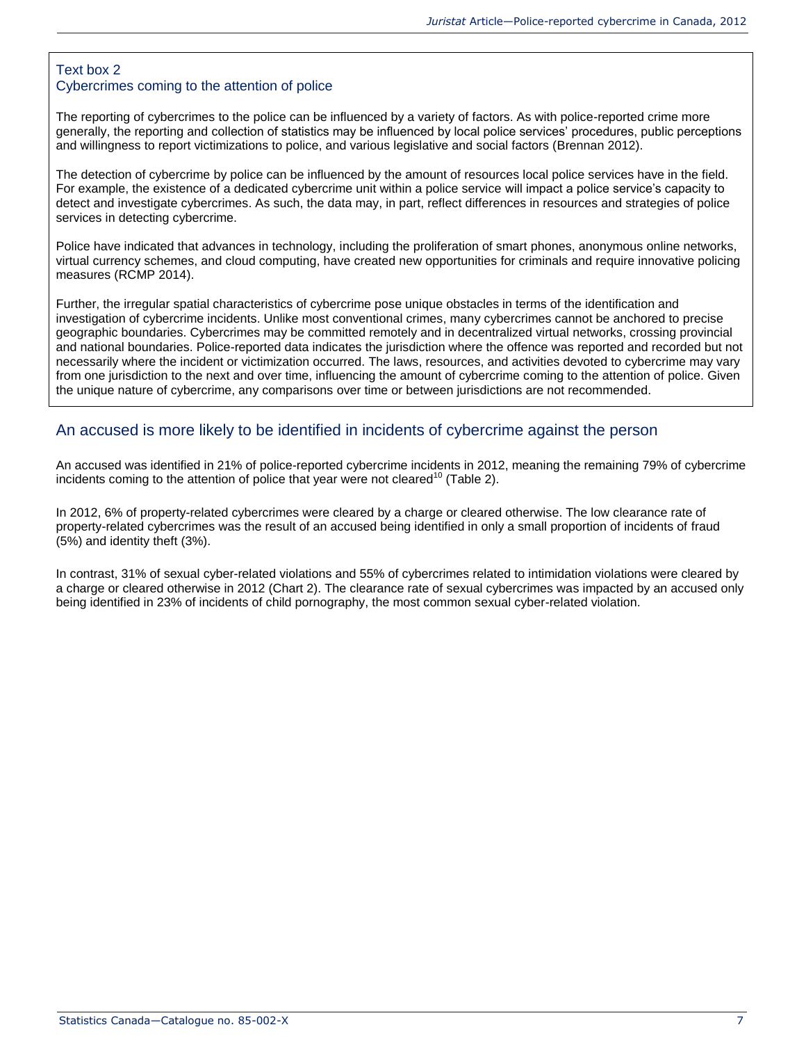### Text box 2
### Cybercrimes coming to the attention of police

The reporting of cybercrimes to the police can be influenced by a variety of factors. As with police-reported crime more generally, the reporting and collection of statistics may be influenced by local police services' procedures, public perceptions and willingness to report victimizations to police, and various legislative and social factors (Brennan 2012).

The detection of cybercrime by police can be influenced by the amount of resources local police services have in the field. For example, the existence of a dedicated cybercrime unit within a police service will impact a police service's capacity to detect and investigate cybercrimes. As such, the data may, in part, reflect differences in resources and strategies of police services in detecting cybercrime.

Police have indicated that advances in technology, including the proliferation of smart phones, anonymous online networks, virtual currency schemes, and cloud computing, have created new opportunities for criminals and require innovative policing measures (RCMP 2014).

Further, the irregular spatial characteristics of cybercrime pose unique obstacles in terms of the identification and investigation of cybercrime incidents. Unlike most conventional crimes, many cybercrimes cannot be anchored to precise geographic boundaries. Cybercrimes may be committed remotely and in decentralized virtual networks, crossing provincial and national boundaries. Police-reported data indicates the jurisdiction where the offence was reported and recorded but not necessarily where the incident or victimization occurred. The laws, resources, and activities devoted to cybercrime may vary from one jurisdiction to the next and over time, influencing the amount of cybercrime coming to the attention of police. Given the unique nature of cybercrime, any comparisons over time or between jurisdictions are not recommended.

## An accused is more likely to be identified in incidents of cybercrime against the person

An accused was identified in 21% of police-reported cybercrime incidents in 2012, meaning the remaining 79% of cybercrime incidents coming to the attention of police that year were not cleared[10] (Table 2).

In 2012, 6% of property-related cybercrimes were cleared by a charge or cleared otherwise. The low clearance rate of property-related cybercrimes was the result of an accused being identified in only a small proportion of incidents of fraud (5%) and identity theft (3%).

In contrast, 31% of sexual cyber-related violations and 55% of cybercrimes related to intimidation violations were cleared by a charge or cleared otherwise in 2012 (Chart 2). The clearance rate of sexual cybercrimes was impacted by an accused only being identified in 23% of incidents of child pornography, the most common sexual cyber-related violation.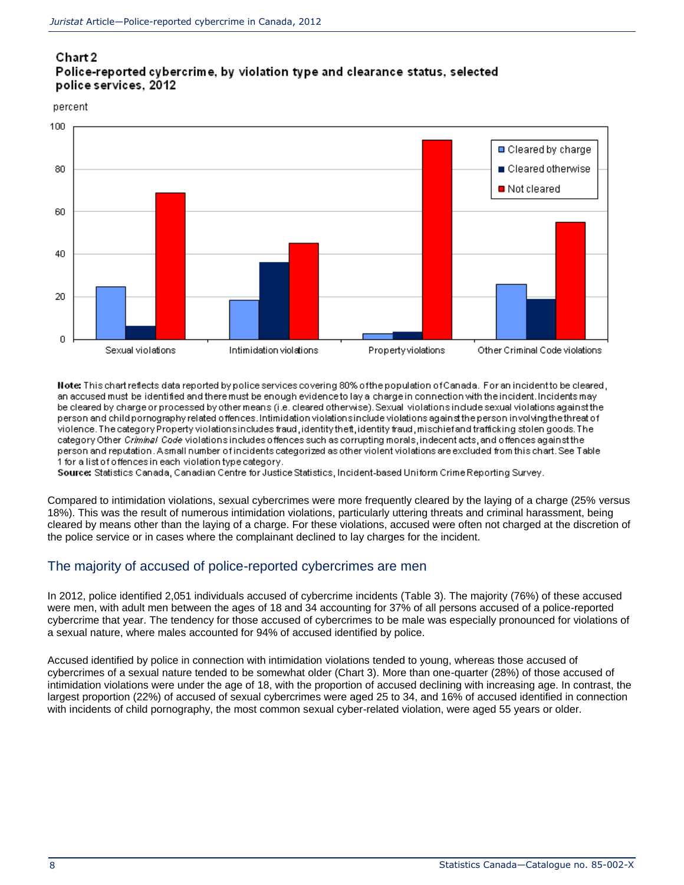### Chart 2
### Police-reported cybercrime, by violation type and clearance status, selected police services, 2012

**Note:** This chart reflects data reported by police services covering 80% of the population of Canada. For an incident to be cleared, an accused must be identified and there must be enough evidence to lay a charge in connection with the incident. Incidents may be cleared by charge or processed by other means (i.e. cleared otherwise). Sexual violations include sexual violations against the person and child pornography related offences. Intimidation violations include violations against the person involving the threat of violence. The category Property violations includes fraud, identity theft, identity fraud, mischief and trafficking stolen goods. The category Other *Criminal Code* violations includes offences such as corrupting morals, indecent acts, and offences against the person and reputation. A small number of incidents categorized as other violent violations are excluded from this chart. See Table 1 for a list of offences in each violation type category.

**Source:** Statistics Canada, Canadian Centre for Justice Statistics, Incident-based Uniform Crime Reporting Survey.

Compared to intimidation violations, sexual cybercrimes were more frequently cleared by the laying of a charge (25% versus 18%). This was the result of numerous intimidation violations, particularly uttering threats and criminal harassment, being cleared by means other than the laying of a charge. For these violations, accused were often not charged at the discretion of the police service or in cases where the complainant declined to lay charges for the incident.

## The majority of accused of police-reported cybercrimes are men

In 2012, police identified 2,051 individuals accused of cybercrime incidents (Table 3). The majority (76%) of these accused were men, with adult men between the ages of 18 and 34 accounting for 37% of all persons accused of a police-reported cybercrime that year. The tendency for those accused of cybercrimes to be male was especially pronounced for violations of a sexual nature, where males accounted for 94% of accused identified by police.

Accused identified by police in connection with intimidation violations tended to young, whereas those accused of cybercrimes of a sexual nature tended to be somewhat older (Chart 3). More than one-quarter (28%) of those accused of intimidation violations were under the age of 18, with the proportion of accused declining with increasing age. In contrast, the largest proportion (22%) of accused of sexual cybercrimes were aged 25 to 34, and 16% of accused identified in connection with incidents of child pornography, the most common sexual cyber-related violation, were aged 55 years or older.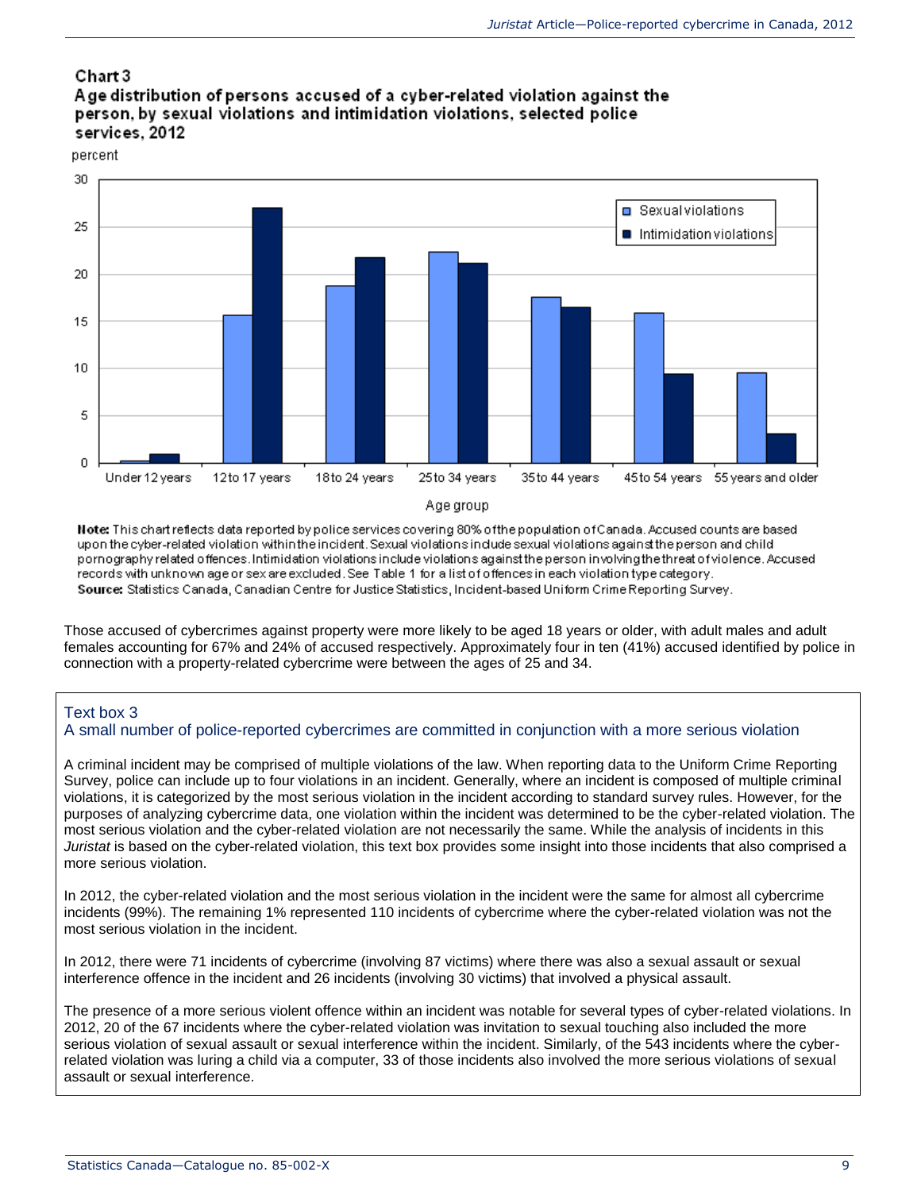### Chart 3
### Age distribution of persons accused of a cyber-related violation against the person, by sexual violations and intimidation violations, selected police services, 2012

**Note:** This chart reflects data reported by police services covering 80% of the population of Canada. Accused counts are based upon the cyber-related violation within the incident. Sexual violations include sexual violations against the person and child pornography related offences. Intimidation violations include violations against the person involving the threat of violence. Accused records with unknown age or sex are excluded. See Table 1 for a list of offences in each violation type category.
**Source:** Statistics Canada, Canadian Centre for Justice Statistics, Incident-based Uniform Crime Reporting Survey.

Those accused of cybercrimes against property were more likely to be aged 18 years or older, with adult males and adult females accounting for 67% and 24% of accused respectively. Approximately four in ten (41%) accused identified by police in connection with a property-related cybercrime were between the ages of 25 and 34.

> **Text box 3**
> **A small number of police-reported cybercrimes are committed in conjunction with a more serious violation**
>
> A criminal incident may be comprised of multiple violations of the law. When reporting data to the Uniform Crime Reporting Survey, police can include up to four violations in an incident. Generally, where an incident is composed of multiple criminal violations, it is categorized by the most serious violation in the incident according to standard survey rules. However, for the purposes of analyzing cybercrime data, one violation within the incident was determined to be the cyber-related violation. The most serious violation and the cyber-related violation are not necessarily the same. While the analysis of incidents in this *Juristat* is based on the cyber-related violation, this text box provides some insight into those incidents that also comprised a more serious violation.
>
> In 2012, the cyber-related violation and the most serious violation in the incident were the same for almost all cybercrime incidents (99%). The remaining 1% represented 110 incidents of cybercrime where the cyber-related violation was not the most serious violation in the incident.
>
> In 2012, there were 71 incidents of cybercrime (involving 87 victims) where there was also a sexual assault or sexual interference offence in the incident and 26 incidents (involving 30 victims) that involved a physical assault.
>
> The presence of a more serious violent offence within an incident was notable for several types of cyber-related violations. In 2012, 20 of the 67 incidents where the cyber-related violation was invitation to sexual touching also included the more serious violation of sexual assault or sexual interference within the incident. Similarly, of the 543 incidents where the cyber-related violation was luring a child via a computer, 33 of those incidents also involved the more serious violations of sexual assault or sexual interference.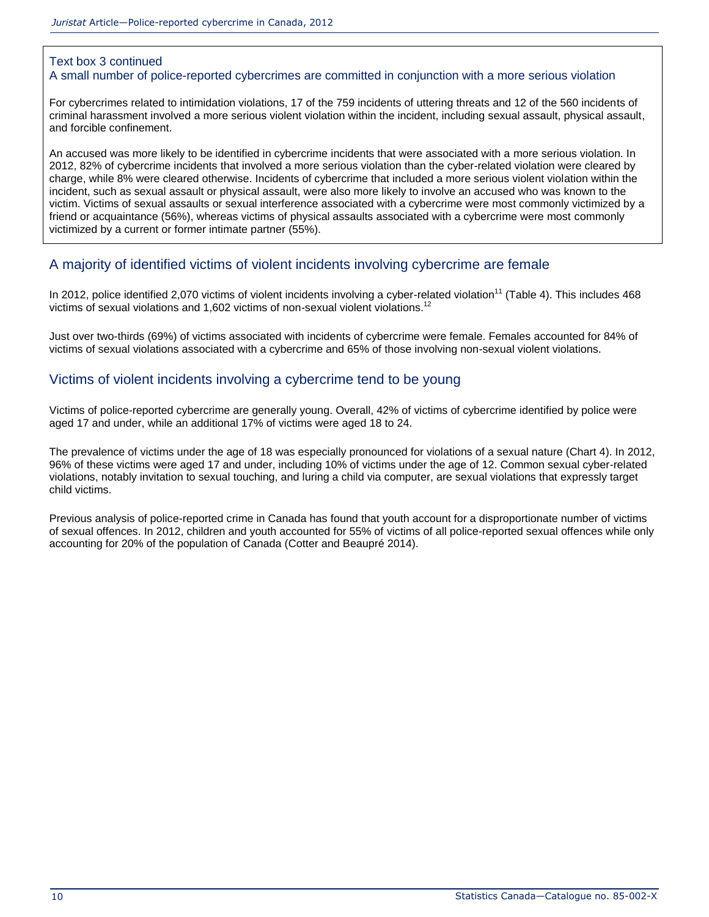Text box 3 continued

### A small number of police-reported cybercrimes are committed in conjunction with a more serious violation

For cybercrimes related to intimidation violations, 17 of the 759 incidents of uttering threats and 12 of the 560 incidents of criminal harassment involved a more serious violent violation within the incident, including sexual assault, physical assault, and forcible confinement.

An accused was more likely to be identified in cybercrime incidents that were associated with a more serious violation. In 2012, 82% of cybercrime incidents that involved a more serious violation than the cyber-related violation were cleared by charge, while 8% were cleared otherwise. Incidents of cybercrime that included a more serious violent violation within the incident, such as sexual assault or physical assault, were also more likely to involve an accused who was known to the victim. Victims of sexual assaults or sexual interference associated with a cybercrime were most commonly victimized by a friend or acquaintance (56%), whereas victims of physical assaults associated with a cybercrime were most commonly victimized by a current or former intimate partner (55%).

## A majority of identified victims of violent incidents involving cybercrime are female

In 2012, police identified 2,070 victims of violent incidents involving a cyber-related violation[11] (Table 4). This includes 468 victims of sexual violations and 1,602 victims of non-sexual violent violations.[12]

Just over two-thirds (69%) of victims associated with incidents of cybercrime were female. Females accounted for 84% of victims of sexual violations associated with a cybercrime and 65% of those involving non-sexual violent violations.

## Victims of violent incidents involving a cybercrime tend to be young

Victims of police-reported cybercrime are generally young. Overall, 42% of victims of cybercrime identified by police were aged 17 and under, while an additional 17% of victims were aged 18 to 24.

The prevalence of victims under the age of 18 was especially pronounced for violations of a sexual nature (Chart 4). In 2012, 96% of these victims were aged 17 and under, including 10% of victims under the age of 12. Common sexual cyber-related violations, notably invitation to sexual touching, and luring a child via computer, are sexual violations that expressly target child victims.

Previous analysis of police-reported crime in Canada has found that youth account for a disproportionate number of victims of sexual offences. In 2012, children and youth accounted for 55% of victims of all police-reported sexual offences while only accounting for 20% of the population of Canada (Cotter and Beaupré 2014).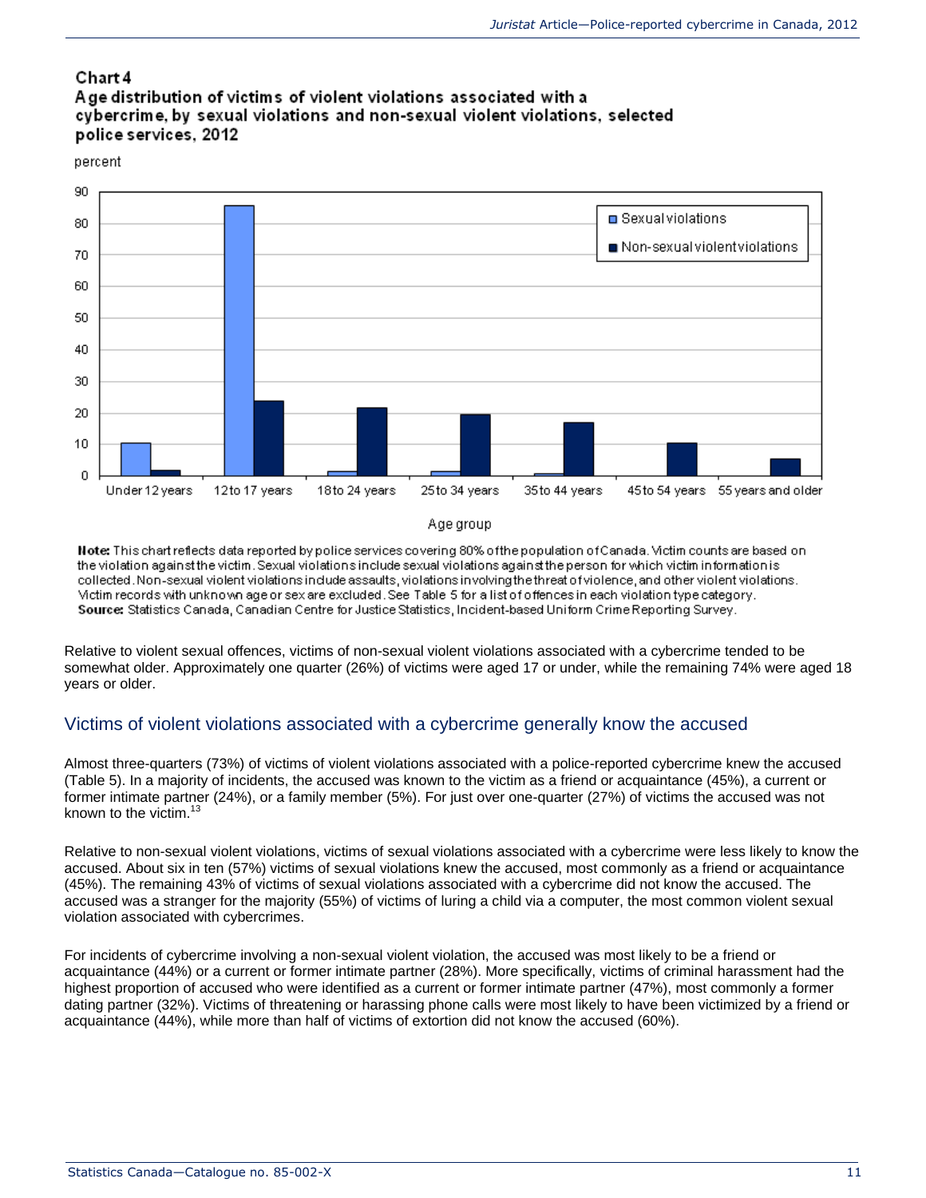**Chart 4**
**Age distribution of victims of violent violations associated with a cybercrime, by sexual violations and non-sexual violent violations, selected police services, 2012**

**Note:** This chart reflects data reported by police services covering 80% of the population of Canada. Victim counts are based on the violation against the victim. Sexual violations include sexual violations against the person for which victim information is collected. Non-sexual violent violations include assaults, violations involving the threat of violence, and other violent violations. Victim records with unknown age or sex are excluded. See Table 5 for a list of offences in each violation type category.
**Source:** Statistics Canada, Canadian Centre for Justice Statistics, Incident-based Uniform Crime Reporting Survey.

Relative to violent sexual offences, victims of non-sexual violent violations associated with a cybercrime tended to be somewhat older. Approximately one quarter (26%) of victims were aged 17 or under, while the remaining 74% were aged 18 years or older.

## Victims of violent violations associated with a cybercrime generally know the accused

Almost three-quarters (73%) of victims of violent violations associated with a police-reported cybercrime knew the accused (Table 5). In a majority of incidents, the accused was known to the victim as a friend or acquaintance (45%), a current or former intimate partner (24%), or a family member (5%). For just over one-quarter (27%) of victims the accused was not known to the victim.[13]

Relative to non-sexual violent violations, victims of sexual violations associated with a cybercrime were less likely to know the accused. About six in ten (57%) victims of sexual violations knew the accused, most commonly as a friend or acquaintance (45%). The remaining 43% of victims of sexual violations associated with a cybercrime did not know the accused. The accused was a stranger for the majority (55%) of victims of luring a child via a computer, the most common violent sexual violation associated with cybercrimes.

For incidents of cybercrime involving a non-sexual violent violation, the accused was most likely to be a friend or acquaintance (44%) or a current or former intimate partner (28%). More specifically, victims of criminal harassment had the highest proportion of accused who were identified as a current or former intimate partner (47%), most commonly a former dating partner (32%). Victims of threatening or harassing phone calls were most likely to have been victimized by a friend or acquaintance (44%), while more than half of victims of extortion did not know the accused (60%).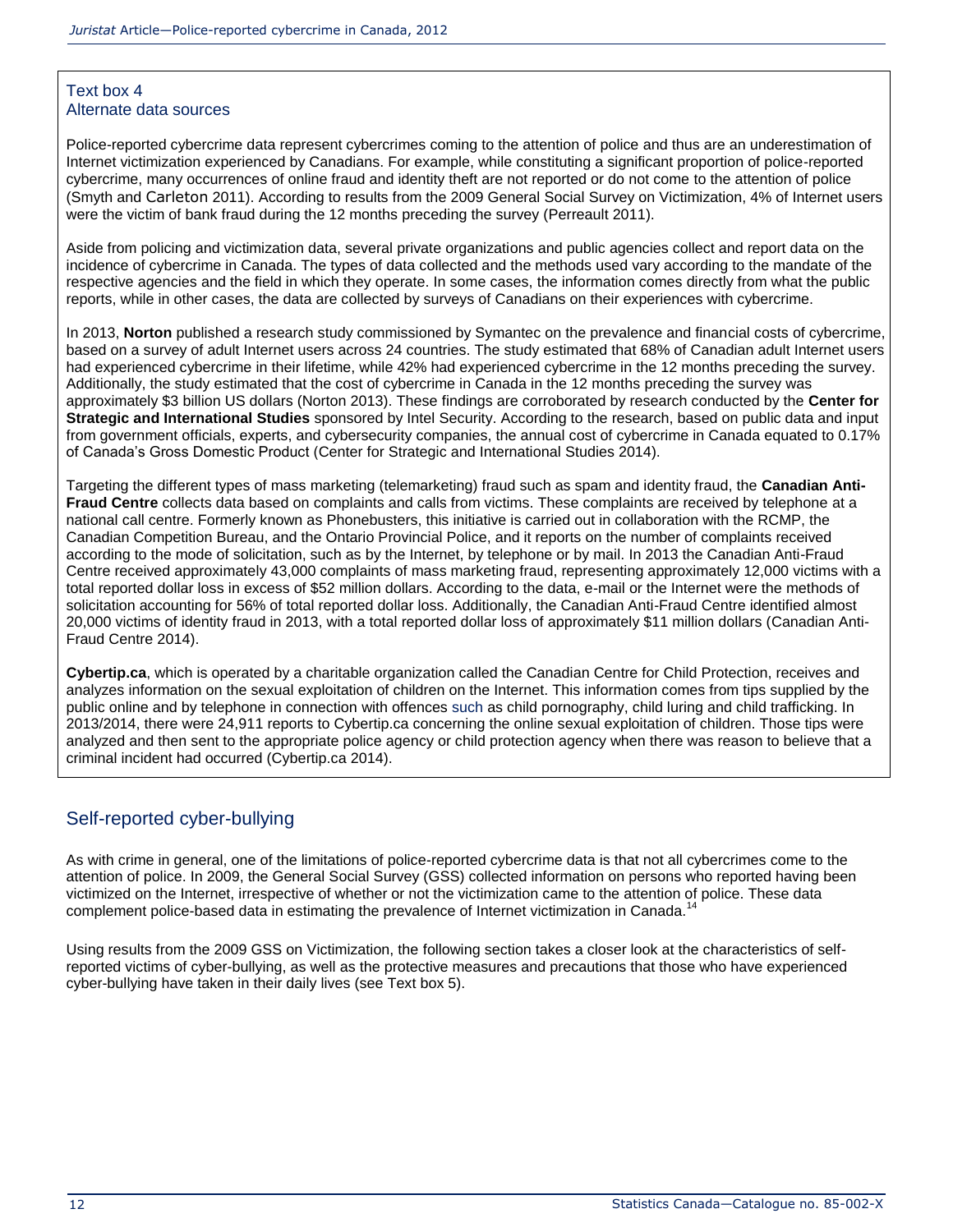### Text box 4
### Alternate data sources

Police-reported cybercrime data represent cybercrimes coming to the attention of police and thus are an underestimation of Internet victimization experienced by Canadians. For example, while constituting a significant proportion of police-reported cybercrime, many occurrences of online fraud and identity theft are not reported or do not come to the attention of police (Smyth and Carleton 2011). According to results from the 2009 General Social Survey on Victimization, 4% of Internet users were the victim of bank fraud during the 12 months preceding the survey (Perreault 2011).

Aside from policing and victimization data, several private organizations and public agencies collect and report data on the incidence of cybercrime in Canada. The types of data collected and the methods used vary according to the mandate of the respective agencies and the field in which they operate. In some cases, the information comes directly from what the public reports, while in other cases, the data are collected by surveys of Canadians on their experiences with cybercrime.

In 2013, **Norton** published a research study commissioned by Symantec on the prevalence and financial costs of cybercrime, based on a survey of adult Internet users across 24 countries. The study estimated that 68% of Canadian adult Internet users had experienced cybercrime in their lifetime, while 42% had experienced cybercrime in the 12 months preceding the survey. Additionally, the study estimated that the cost of cybercrime in Canada in the 12 months preceding the survey was approximately $3 billion US dollars (Norton 2013). These findings are corroborated by research conducted by the **Center for Strategic and International Studies** sponsored by Intel Security. According to the research, based on public data and input from government officials, experts, and cybersecurity companies, the annual cost of cybercrime in Canada equated to 0.17% of Canada's Gross Domestic Product (Center for Strategic and International Studies 2014).

Targeting the different types of mass marketing (telemarketing) fraud such as spam and identity fraud, the **Canadian Anti-Fraud Centre** collects data based on complaints and calls from victims. These complaints are received by telephone at a national call centre. Formerly known as Phonebusters, this initiative is carried out in collaboration with the RCMP, the Canadian Competition Bureau, and the Ontario Provincial Police, and it reports on the number of complaints received according to the mode of solicitation, such as by the Internet, by telephone or by mail. In 2013 the Canadian Anti-Fraud Centre received approximately 43,000 complaints of mass marketing fraud, representing approximately 12,000 victims with a total reported dollar loss in excess of $52 million dollars. According to the data, e-mail or the Internet were the methods of solicitation accounting for 56% of total reported dollar loss. Additionally, the Canadian Anti-Fraud Centre identified almost 20,000 victims of identity fraud in 2013, with a total reported dollar loss of approximately $11 million dollars (Canadian Anti-Fraud Centre 2014).

**Cybertip.ca**, which is operated by a charitable organization called the Canadian Centre for Child Protection, receives and analyzes information on the sexual exploitation of children on the Internet. This information comes from tips supplied by the public online and by telephone in connection with offences such as child pornography, child luring and child trafficking. In 2013/2014, there were 24,911 reports to Cybertip.ca concerning the online sexual exploitation of children. Those tips were analyzed and then sent to the appropriate police agency or child protection agency when there was reason to believe that a criminal incident had occurred (Cybertip.ca 2014).

## Self-reported cyber-bullying

As with crime in general, one of the limitations of police-reported cybercrime data is that not all cybercrimes come to the attention of police. In 2009, the General Social Survey (GSS) collected information on persons who reported having been victimized on the Internet, irrespective of whether or not the victimization came to the attention of police. These data complement police-based data in estimating the prevalence of Internet victimization in Canada.[14]

Using results from the 2009 GSS on Victimization, the following section takes a closer look at the characteristics of self-reported victims of cyber-bullying, as well as the protective measures and precautions that those who have experienced cyber-bullying have taken in their daily lives (see Text box 5).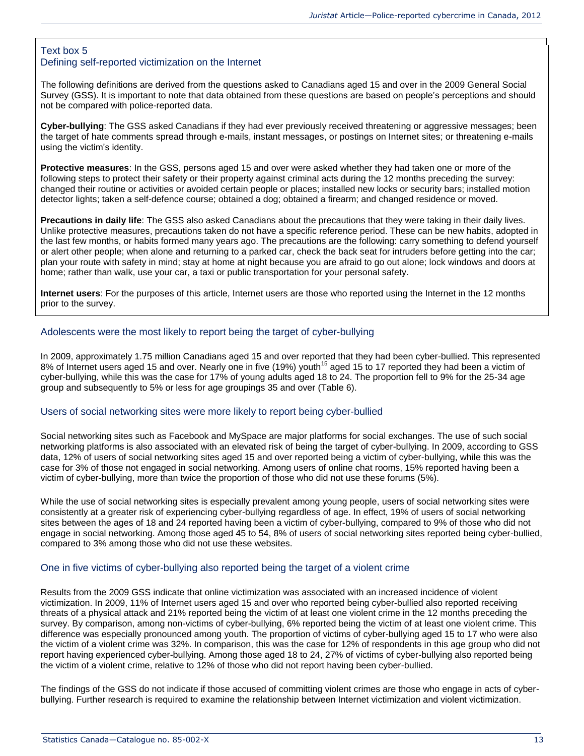### Text box 5
### Defining self-reported victimization on the Internet

The following definitions are derived from the questions asked to Canadians aged 15 and over in the 2009 General Social Survey (GSS). It is important to note that data obtained from these questions are based on people's perceptions and should not be compared with police-reported data.

**Cyber-bullying**: The GSS asked Canadians if they had ever previously received threatening or aggressive messages; been the target of hate comments spread through e-mails, instant messages, or postings on Internet sites; or threatening e-mails using the victim's identity.

**Protective measures**: In the GSS, persons aged 15 and over were asked whether they had taken one or more of the following steps to protect their safety or their property against criminal acts during the 12 months preceding the survey: changed their routine or activities or avoided certain people or places; installed new locks or security bars; installed motion detector lights; taken a self-defence course; obtained a dog; obtained a firearm; and changed residence or moved.

**Precautions in daily life**: The GSS also asked Canadians about the precautions that they were taking in their daily lives. Unlike protective measures, precautions taken do not have a specific reference period. These can be new habits, adopted in the last few months, or habits formed many years ago. The precautions are the following: carry something to defend yourself or alert other people; when alone and returning to a parked car, check the back seat for intruders before getting into the car; plan your route with safety in mind; stay at home at night because you are afraid to go out alone; lock windows and doors at home; rather than walk, use your car, a taxi or public transportation for your personal safety.

**Internet users**: For the purposes of this article, Internet users are those who reported using the Internet in the 12 months prior to the survey.

## Adolescents were the most likely to report being the target of cyber-bullying

In 2009, approximately 1.75 million Canadians aged 15 and over reported that they had been cyber-bullied. This represented 8% of Internet users aged 15 and over. Nearly one in five (19%) youth[15] aged 15 to 17 reported they had been a victim of cyber-bullying, while this was the case for 17% of young adults aged 18 to 24. The proportion fell to 9% for the 25-34 age group and subsequently to 5% or less for age groupings 35 and over (Table 6).

## Users of social networking sites were more likely to report being cyber-bullied

Social networking sites such as Facebook and MySpace are major platforms for social exchanges. The use of such social networking platforms is also associated with an elevated risk of being the target of cyber-bullying. In 2009, according to GSS data, 12% of users of social networking sites aged 15 and over reported being a victim of cyber-bullying, while this was the case for 3% of those not engaged in social networking. Among users of online chat rooms, 15% reported having been a victim of cyber-bullying, more than twice the proportion of those who did not use these forums (5%).

While the use of social networking sites is especially prevalent among young people, users of social networking sites were consistently at a greater risk of experiencing cyber-bullying regardless of age. In effect, 19% of users of social networking sites between the ages of 18 and 24 reported having been a victim of cyber-bullying, compared to 9% of those who did not engage in social networking. Among those aged 45 to 54, 8% of users of social networking sites reported being cyber-bullied, compared to 3% among those who did not use these websites.

## One in five victims of cyber-bullying also reported being the target of a violent crime

Results from the 2009 GSS indicate that online victimization was associated with an increased incidence of violent victimization. In 2009, 11% of Internet users aged 15 and over who reported being cyber-bullied also reported receiving threats of a physical attack and 21% reported being the victim of at least one violent crime in the 12 months preceding the survey. By comparison, among non-victims of cyber-bullying, 6% reported being the victim of at least one violent crime. This difference was especially pronounced among youth. The proportion of victims of cyber-bullying aged 15 to 17 who were also the victim of a violent crime was 32%. In comparison, this was the case for 12% of respondents in this age group who did not report having experienced cyber-bullying. Among those aged 18 to 24, 27% of victims of cyber-bullying also reported being the victim of a violent crime, relative to 12% of those who did not report having been cyber-bullied.

The findings of the GSS do not indicate if those accused of committing violent crimes are those who engage in acts of cyber-bullying. Further research is required to examine the relationship between Internet victimization and violent victimization.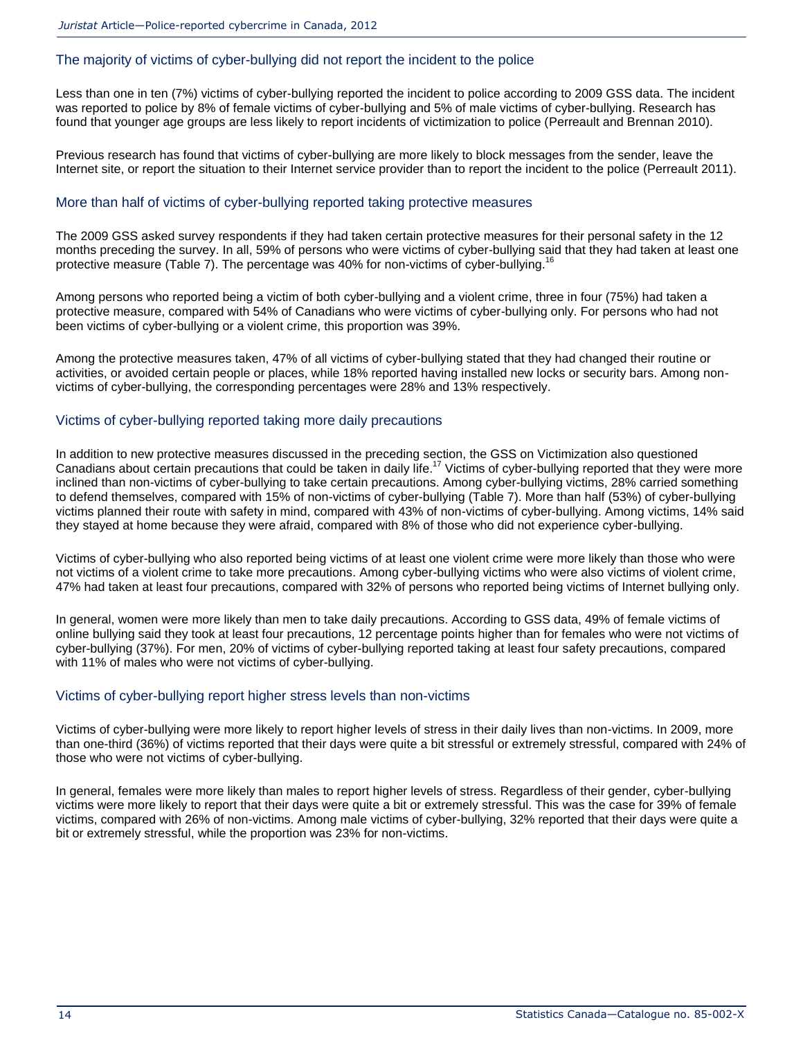### The majority of victims of cyber-bullying did not report the incident to the police

Less than one in ten (7%) victims of cyber-bullying reported the incident to police according to 2009 GSS data. The incident was reported to police by 8% of female victims of cyber-bullying and 5% of male victims of cyber-bullying. Research has found that younger age groups are less likely to report incidents of victimization to police (Perreault and Brennan 2010).

Previous research has found that victims of cyber-bullying are more likely to block messages from the sender, leave the Internet site, or report the situation to their Internet service provider than to report the incident to the police (Perreault 2011).

### More than half of victims of cyber-bullying reported taking protective measures

The 2009 GSS asked survey respondents if they had taken certain protective measures for their personal safety in the 12 months preceding the survey. In all, 59% of persons who were victims of cyber-bullying said that they had taken at least one protective measure (Table 7). The percentage was 40% for non-victims of cyber-bullying.[16]

Among persons who reported being a victim of both cyber-bullying and a violent crime, three in four (75%) had taken a protective measure, compared with 54% of Canadians who were victims of cyber-bullying only. For persons who had not been victims of cyber-bullying or a violent crime, this proportion was 39%.

Among the protective measures taken, 47% of all victims of cyber-bullying stated that they had changed their routine or activities, or avoided certain people or places, while 18% reported having installed new locks or security bars. Among non-victims of cyber-bullying, the corresponding percentages were 28% and 13% respectively.

### Victims of cyber-bullying reported taking more daily precautions

In addition to new protective measures discussed in the preceding section, the GSS on Victimization also questioned Canadians about certain precautions that could be taken in daily life.[17] Victims of cyber-bullying reported that they were more inclined than non-victims of cyber-bullying to take certain precautions. Among cyber-bullying victims, 28% carried something to defend themselves, compared with 15% of non-victims of cyber-bullying (Table 7). More than half (53%) of cyber-bullying victims planned their route with safety in mind, compared with 43% of non-victims of cyber-bullying. Among victims, 14% said they stayed at home because they were afraid, compared with 8% of those who did not experience cyber-bullying.

Victims of cyber-bullying who also reported being victims of at least one violent crime were more likely than those who were not victims of a violent crime to take more precautions. Among cyber-bullying victims who were also victims of violent crime, 47% had taken at least four precautions, compared with 32% of persons who reported being victims of Internet bullying only.

In general, women were more likely than men to take daily precautions. According to GSS data, 49% of female victims of online bullying said they took at least four precautions, 12 percentage points higher than for females who were not victims of cyber-bullying (37%). For men, 20% of victims of cyber-bullying reported taking at least four safety precautions, compared with 11% of males who were not victims of cyber-bullying.

### Victims of cyber-bullying report higher stress levels than non-victims

Victims of cyber-bullying were more likely to report higher levels of stress in their daily lives than non-victims. In 2009, more than one-third (36%) of victims reported that their days were quite a bit stressful or extremely stressful, compared with 24% of those who were not victims of cyber-bullying.

In general, females were more likely than males to report higher levels of stress. Regardless of their gender, cyber-bullying victims were more likely to report that their days were quite a bit or extremely stressful. This was the case for 39% of female victims, compared with 26% of non-victims. Among male victims of cyber-bullying, 32% reported that their days were quite a bit or extremely stressful, while the proportion was 23% for non-victims.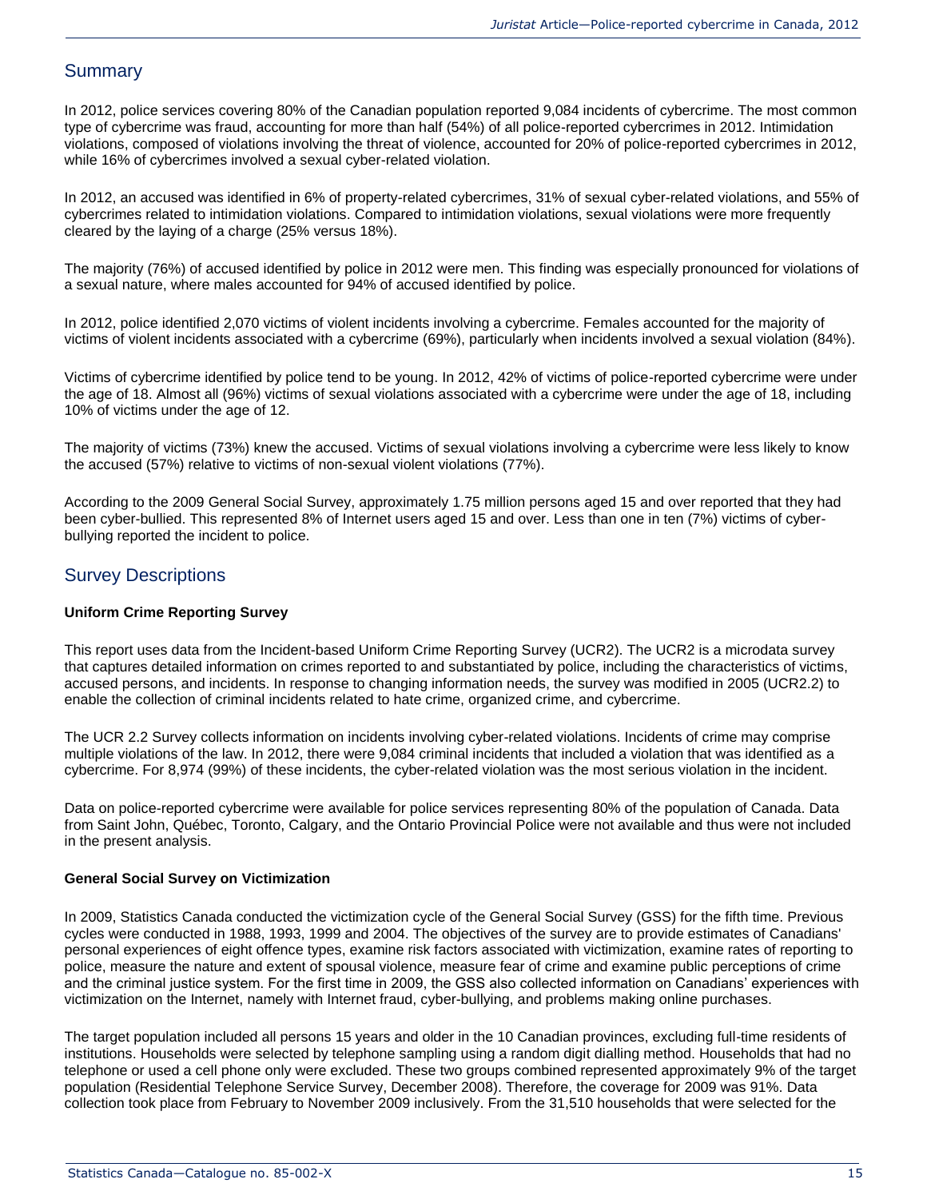## Summary

In 2012, police services covering 80% of the Canadian population reported 9,084 incidents of cybercrime. The most common type of cybercrime was fraud, accounting for more than half (54%) of all police-reported cybercrimes in 2012. Intimidation violations, composed of violations involving the threat of violence, accounted for 20% of police-reported cybercrimes in 2012, while 16% of cybercrimes involved a sexual cyber-related violation.

In 2012, an accused was identified in 6% of property-related cybercrimes, 31% of sexual cyber-related violations, and 55% of cybercrimes related to intimidation violations. Compared to intimidation violations, sexual violations were more frequently cleared by the laying of a charge (25% versus 18%).

The majority (76%) of accused identified by police in 2012 were men. This finding was especially pronounced for violations of a sexual nature, where males accounted for 94% of accused identified by police.

In 2012, police identified 2,070 victims of violent incidents involving a cybercrime. Females accounted for the majority of victims of violent incidents associated with a cybercrime (69%), particularly when incidents involved a sexual violation (84%).

Victims of cybercrime identified by police tend to be young. In 2012, 42% of victims of police-reported cybercrime were under the age of 18. Almost all (96%) victims of sexual violations associated with a cybercrime were under the age of 18, including 10% of victims under the age of 12.

The majority of victims (73%) knew the accused. Victims of sexual violations involving a cybercrime were less likely to know the accused (57%) relative to victims of non-sexual violent violations (77%).

According to the 2009 General Social Survey, approximately 1.75 million persons aged 15 and over reported that they had been cyber-bullied. This represented 8% of Internet users aged 15 and over. Less than one in ten (7%) victims of cyber-bullying reported the incident to police.

## Survey Descriptions

**Uniform Crime Reporting Survey**

This report uses data from the Incident-based Uniform Crime Reporting Survey (UCR2). The UCR2 is a microdata survey that captures detailed information on crimes reported to and substantiated by police, including the characteristics of victims, accused persons, and incidents. In response to changing information needs, the survey was modified in 2005 (UCR2.2) to enable the collection of criminal incidents related to hate crime, organized crime, and cybercrime.

The UCR 2.2 Survey collects information on incidents involving cyber-related violations. Incidents of crime may comprise multiple violations of the law. In 2012, there were 9,084 criminal incidents that included a violation that was identified as a cybercrime. For 8,974 (99%) of these incidents, the cyber-related violation was the most serious violation in the incident.

Data on police-reported cybercrime were available for police services representing 80% of the population of Canada. Data from Saint John, Québec, Toronto, Calgary, and the Ontario Provincial Police were not available and thus were not included in the present analysis.

**General Social Survey on Victimization**

In 2009, Statistics Canada conducted the victimization cycle of the General Social Survey (GSS) for the fifth time. Previous cycles were conducted in 1988, 1993, 1999 and 2004. The objectives of the survey are to provide estimates of Canadians' personal experiences of eight offence types, examine risk factors associated with victimization, examine rates of reporting to police, measure the nature and extent of spousal violence, measure fear of crime and examine public perceptions of crime and the criminal justice system. For the first time in 2009, the GSS also collected information on Canadians' experiences with victimization on the Internet, namely with Internet fraud, cyber-bullying, and problems making online purchases.

The target population included all persons 15 years and older in the 10 Canadian provinces, excluding full-time residents of institutions. Households were selected by telephone sampling using a random digit dialling method. Households that had no telephone or used a cell phone only were excluded. These two groups combined represented approximately 9% of the target population (Residential Telephone Service Survey, December 2008). Therefore, the coverage for 2009 was 91%. Data collection took place from February to November 2009 inclusively. From the 31,510 households that were selected for the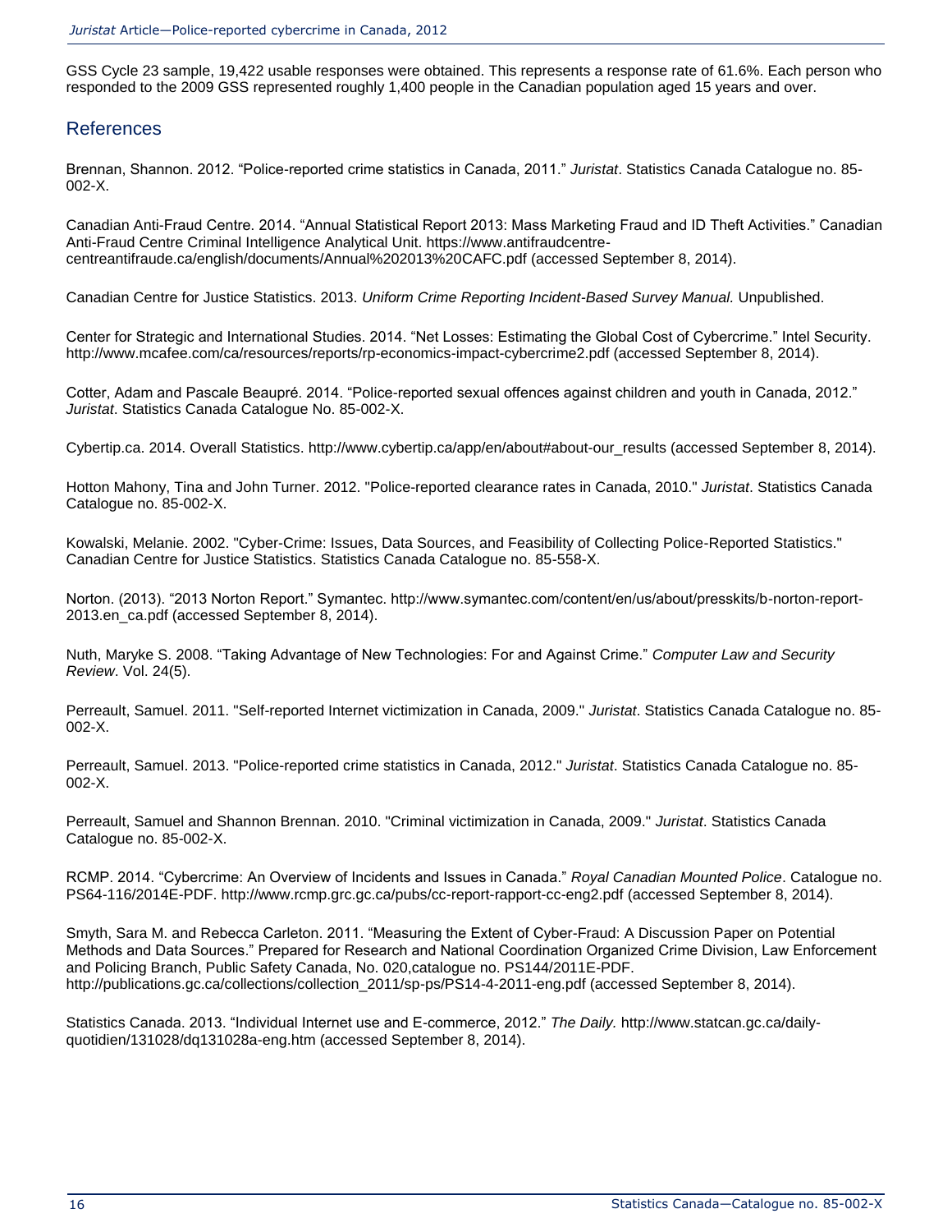GSS Cycle 23 sample, 19,422 usable responses were obtained. This represents a response rate of 61.6%. Each person who responded to the 2009 GSS represented roughly 1,400 people in the Canadian population aged 15 years and over.

## References

Brennan, Shannon. 2012. “Police-reported crime statistics in Canada, 2011.” *Juristat*. Statistics Canada Catalogue no. 85-002-X.

Canadian Anti-Fraud Centre. 2014. “Annual Statistical Report 2013: Mass Marketing Fraud and ID Theft Activities.” Canadian Anti-Fraud Centre Criminal Intelligence Analytical Unit. https://www.antifraudcentre-centreantifraude.ca/english/documents/Annual%202013%20CAFC.pdf (accessed September 8, 2014).

Canadian Centre for Justice Statistics. 2013. *Uniform Crime Reporting Incident-Based Survey Manual.* Unpublished.

Center for Strategic and International Studies. 2014. “Net Losses: Estimating the Global Cost of Cybercrime.” Intel Security. http://www.mcafee.com/ca/resources/reports/rp-economics-impact-cybercrime2.pdf (accessed September 8, 2014).

Cotter, Adam and Pascale Beaupré. 2014. “Police-reported sexual offences against children and youth in Canada, 2012.” *Juristat*. Statistics Canada Catalogue No. 85-002-X.

Cybertip.ca. 2014. Overall Statistics. http://www.cybertip.ca/app/en/about#about-our_results (accessed September 8, 2014).

Hotton Mahony, Tina and John Turner. 2012. "Police-reported clearance rates in Canada, 2010." *Juristat*. Statistics Canada Catalogue no. 85-002-X.

Kowalski, Melanie. 2002. "Cyber-Crime: Issues, Data Sources, and Feasibility of Collecting Police-Reported Statistics." Canadian Centre for Justice Statistics. Statistics Canada Catalogue no. 85-558-X.

Norton. (2013). “2013 Norton Report.” Symantec. http://www.symantec.com/content/en/us/about/presskits/b-norton-report-2013.en_ca.pdf (accessed September 8, 2014).

Nuth, Maryke S. 2008. “Taking Advantage of New Technologies: For and Against Crime.” *Computer Law and Security Review*. Vol. 24(5).

Perreault, Samuel. 2011. "Self-reported Internet victimization in Canada, 2009." *Juristat*. Statistics Canada Catalogue no. 85-002-X.

Perreault, Samuel. 2013. "Police-reported crime statistics in Canada, 2012." *Juristat*. Statistics Canada Catalogue no. 85-002-X.

Perreault, Samuel and Shannon Brennan. 2010. "Criminal victimization in Canada, 2009." *Juristat*. Statistics Canada Catalogue no. 85-002-X.

RCMP. 2014. “Cybercrime: An Overview of Incidents and Issues in Canada.” *Royal Canadian Mounted Police*. Catalogue no. PS64-116/2014E-PDF. http://www.rcmp.grc.gc.ca/pubs/cc-report-rapport-cc-eng2.pdf (accessed September 8, 2014).

Smyth, Sara M. and Rebecca Carleton. 2011. “Measuring the Extent of Cyber-Fraud: A Discussion Paper on Potential Methods and Data Sources.” Prepared for Research and National Coordination Organized Crime Division, Law Enforcement and Policing Branch, Public Safety Canada, No. 020,catalogue no. PS144/2011E-PDF. http://publications.gc.ca/collections/collection_2011/sp-ps/PS14-4-2011-eng.pdf (accessed September 8, 2014).

Statistics Canada. 2013. “Individual Internet use and E-commerce, 2012.” *The Daily.* http://www.statcan.gc.ca/daily-quotidien/131028/dq131028a-eng.htm (accessed September 8, 2014).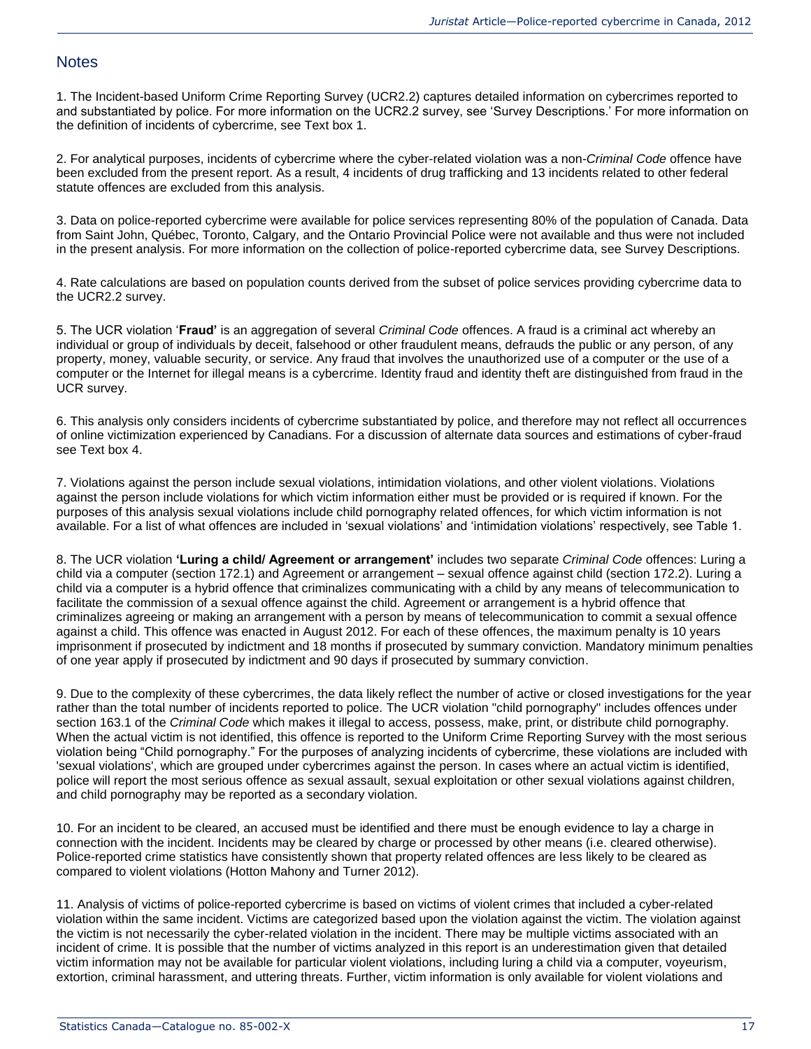## Notes

1. The Incident-based Uniform Crime Reporting Survey (UCR2.2) captures detailed information on cybercrimes reported to and substantiated by police. For more information on the UCR2.2 survey, see 'Survey Descriptions.' For more information on the definition of incidents of cybercrime, see Text box 1.

2. For analytical purposes, incidents of cybercrime where the cyber-related violation was a non-*Criminal Code* offence have been excluded from the present report. As a result, 4 incidents of drug trafficking and 13 incidents related to other federal statute offences are excluded from this analysis.

3. Data on police-reported cybercrime were available for police services representing 80% of the population of Canada. Data from Saint John, Québec, Toronto, Calgary, and the Ontario Provincial Police were not available and thus were not included in the present analysis. For more information on the collection of police-reported cybercrime data, see Survey Descriptions.

4. Rate calculations are based on population counts derived from the subset of police services providing cybercrime data to the UCR2.2 survey.

5. The UCR violation '**Fraud'** is an aggregation of several *Criminal Code* offences. A fraud is a criminal act whereby an individual or group of individuals by deceit, falsehood or other fraudulent means, defrauds the public or any person, of any property, money, valuable security, or service. Any fraud that involves the unauthorized use of a computer or the use of a computer or the Internet for illegal means is a cybercrime. Identity fraud and identity theft are distinguished from fraud in the UCR survey.

6. This analysis only considers incidents of cybercrime substantiated by police, and therefore may not reflect all occurrences of online victimization experienced by Canadians. For a discussion of alternate data sources and estimations of cyber-fraud see Text box 4.

7. Violations against the person include sexual violations, intimidation violations, and other violent violations. Violations against the person include violations for which victim information either must be provided or is required if known. For the purposes of this analysis sexual violations include child pornography related offences, for which victim information is not available. For a list of what offences are included in 'sexual violations' and 'intimidation violations' respectively, see Table 1.

8. The UCR violation **'Luring a child/ Agreement or arrangement'** includes two separate *Criminal Code* offences: Luring a child via a computer (section 172.1) and Agreement or arrangement – sexual offence against child (section 172.2). Luring a child via a computer is a hybrid offence that criminalizes communicating with a child by any means of telecommunication to facilitate the commission of a sexual offence against the child. Agreement or arrangement is a hybrid offence that criminalizes agreeing or making an arrangement with a person by means of telecommunication to commit a sexual offence against a child. This offence was enacted in August 2012. For each of these offences, the maximum penalty is 10 years imprisonment if prosecuted by indictment and 18 months if prosecuted by summary conviction. Mandatory minimum penalties of one year apply if prosecuted by indictment and 90 days if prosecuted by summary conviction.

9. Due to the complexity of these cybercrimes, the data likely reflect the number of active or closed investigations for the year rather than the total number of incidents reported to police. The UCR violation "child pornography" includes offences under section 163.1 of the *Criminal Code* which makes it illegal to access, possess, make, print, or distribute child pornography. When the actual victim is not identified, this offence is reported to the Uniform Crime Reporting Survey with the most serious violation being "Child pornography." For the purposes of analyzing incidents of cybercrime, these violations are included with 'sexual violations', which are grouped under cybercrimes against the person. In cases where an actual victim is identified, police will report the most serious offence as sexual assault, sexual exploitation or other sexual violations against children, and child pornography may be reported as a secondary violation.

10. For an incident to be cleared, an accused must be identified and there must be enough evidence to lay a charge in connection with the incident. Incidents may be cleared by charge or processed by other means (i.e. cleared otherwise). Police-reported crime statistics have consistently shown that property related offences are less likely to be cleared as compared to violent violations (Hotton Mahony and Turner 2012).

11. Analysis of victims of police-reported cybercrime is based on victims of violent crimes that included a cyber-related violation within the same incident. Victims are categorized based upon the violation against the victim. The violation against the victim is not necessarily the cyber-related violation in the incident. There may be multiple victims associated with an incident of crime. It is possible that the number of victims analyzed in this report is an underestimation given that detailed victim information may not be available for particular violent violations, including luring a child via a computer, voyeurism, extortion, criminal harassment, and uttering threats. Further, victim information is only available for violent violations and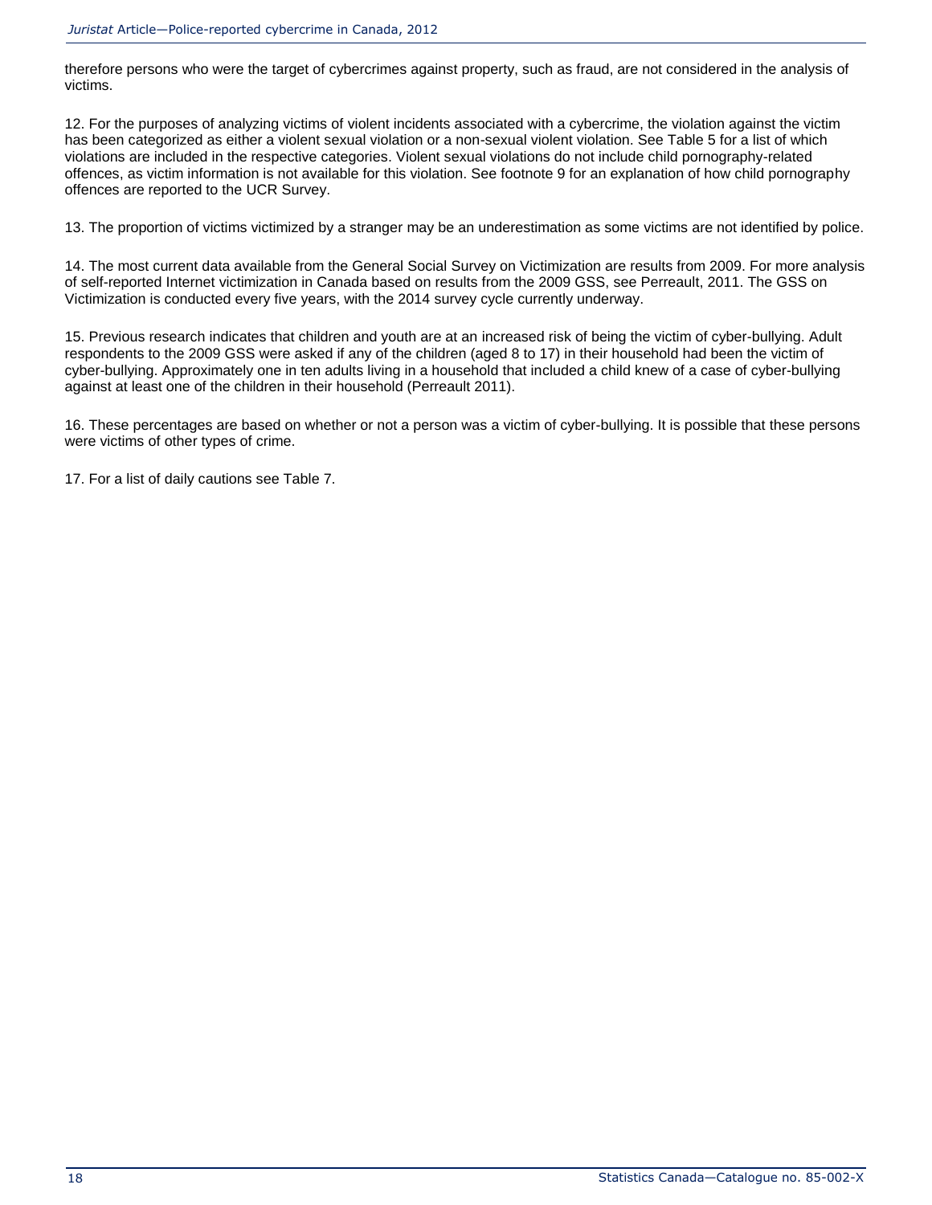therefore persons who were the target of cybercrimes against property, such as fraud, are not considered in the analysis of victims.

12. For the purposes of analyzing victims of violent incidents associated with a cybercrime, the violation against the victim has been categorized as either a violent sexual violation or a non-sexual violent violation. See Table 5 for a list of which violations are included in the respective categories. Violent sexual violations do not include child pornography-related offences, as victim information is not available for this violation. See footnote 9 for an explanation of how child pornography offences are reported to the UCR Survey.

13. The proportion of victims victimized by a stranger may be an underestimation as some victims are not identified by police.

14. The most current data available from the General Social Survey on Victimization are results from 2009. For more analysis of self-reported Internet victimization in Canada based on results from the 2009 GSS, see Perreault, 2011. The GSS on Victimization is conducted every five years, with the 2014 survey cycle currently underway.

15. Previous research indicates that children and youth are at an increased risk of being the victim of cyber-bullying. Adult respondents to the 2009 GSS were asked if any of the children (aged 8 to 17) in their household had been the victim of cyber-bullying. Approximately one in ten adults living in a household that included a child knew of a case of cyber-bullying against at least one of the children in their household (Perreault 2011).

16. These percentages are based on whether or not a person was a victim of cyber-bullying. It is possible that these persons were victims of other types of crime.

17. For a list of daily cautions see Table 7.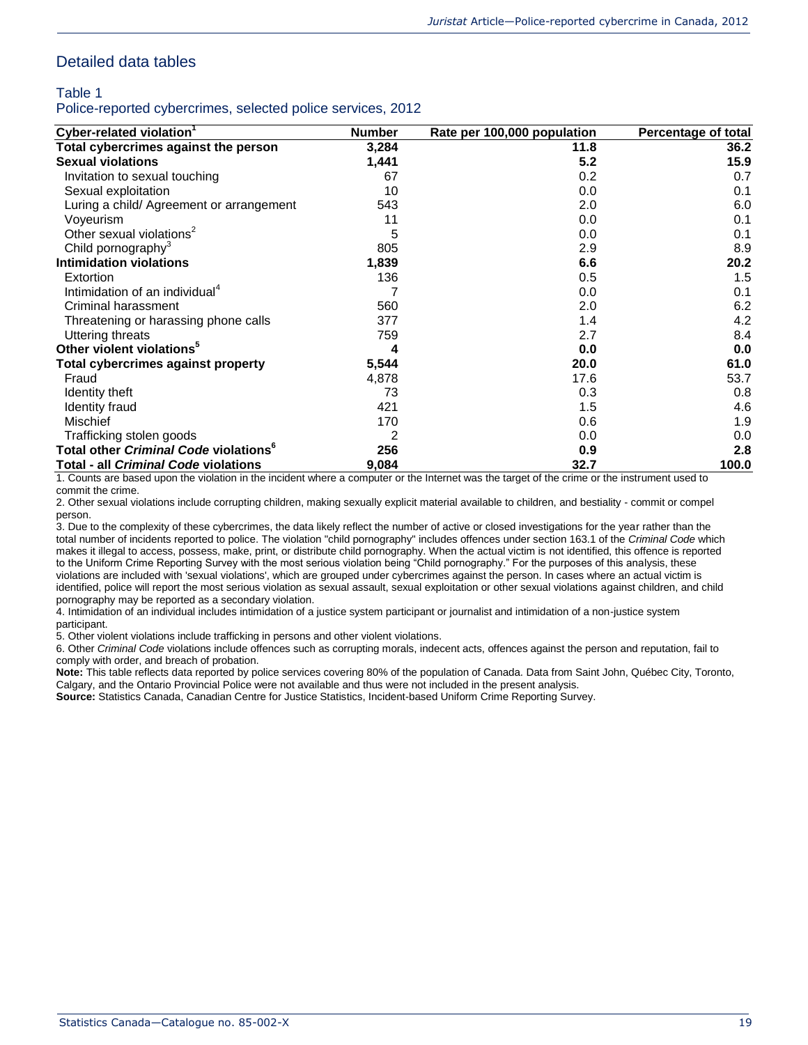## Detailed data tables

### Table 1
Police-reported cybercrimes, selected police services, 2012

| Cyber-related violation[1] | Number | Rate per 100,000 population | Percentage of total |
|---|---|---|---|
| **Total cybercrimes against the person** | **3,284** | **11.8** | **36.2** |
| **Sexual violations** | **1,441** | **5.2** | **15.9** |
| Invitation to sexual touching | 67 | 0.2 | 0.7 |
| Sexual exploitation | 10 | 0.0 | 0.1 |
| Luring a child/ Agreement or arrangement | 543 | 2.0 | 6.0 |
| Voyeurism | 11 | 0.0 | 0.1 |
| Other sexual violations[2] | 5 | 0.0 | 0.1 |
| Child pornography[3] | 805 | 2.9 | 8.9 |
| **Intimidation violations** | **1,839** | **6.6** | **20.2** |
| Extortion | 136 | 0.5 | 1.5 |
| Intimidation of an individual[4] | 7 | 0.0 | 0.1 |
| Criminal harassment | 560 | 2.0 | 6.2 |
| Threatening or harassing phone calls | 377 | 1.4 | 4.2 |
| Uttering threats | 759 | 2.7 | 8.4 |
| **Other violent violations[5]** | **4** | **0.0** | **0.0** |
| **Total cybercrimes against property** | **5,544** | **20.0** | **61.0** |
| Fraud | 4,878 | 17.6 | 53.7 |
| Identity theft | 73 | 0.3 | 0.8 |
| Identity fraud | 421 | 1.5 | 4.6 |
| Mischief | 170 | 0.6 | 1.9 |
| Trafficking stolen goods | 2 | 0.0 | 0.0 |
| **Total other *Criminal Code* violations[6]** | **256** | **0.9** | **2.8** |
| **Total - all *Criminal Code* violations** | **9,084** | **32.7** | **100.0** |

1. Counts are based upon the violation in the incident where a computer or the Internet was the target of the crime or the instrument used to commit the crime.

2. Other sexual violations include corrupting children, making sexually explicit material available to children, and bestiality - commit or compel person.

3. Due to the complexity of these cybercrimes, the data likely reflect the number of active or closed investigations for the year rather than the total number of incidents reported to police. The violation "child pornography" includes offences under section 163.1 of the *Criminal Code* which makes it illegal to access, possess, make, print, or distribute child pornography. When the actual victim is not identified, this offence is reported to the Uniform Crime Reporting Survey with the most serious violation being "Child pornography." For the purposes of this analysis, these violations are included with 'sexual violations', which are grouped under cybercrimes against the person. In cases where an actual victim is identified, police will report the most serious violation as sexual assault, sexual exploitation or other sexual violations against children, and child pornography may be reported as a secondary violation.

4. Intimidation of an individual includes intimidation of a justice system participant or journalist and intimidation of a non-justice system participant.

5. Other violent violations include trafficking in persons and other violent violations.

6. Other *Criminal Code* violations include offences such as corrupting morals, indecent acts, offences against the person and reputation, fail to comply with order, and breach of probation.

**Note:** This table reflects data reported by police services covering 80% of the population of Canada. Data from Saint John, Québec City, Toronto, Calgary, and the Ontario Provincial Police were not available and thus were not included in the present analysis.

**Source:** Statistics Canada, Canadian Centre for Justice Statistics, Incident-based Uniform Crime Reporting Survey.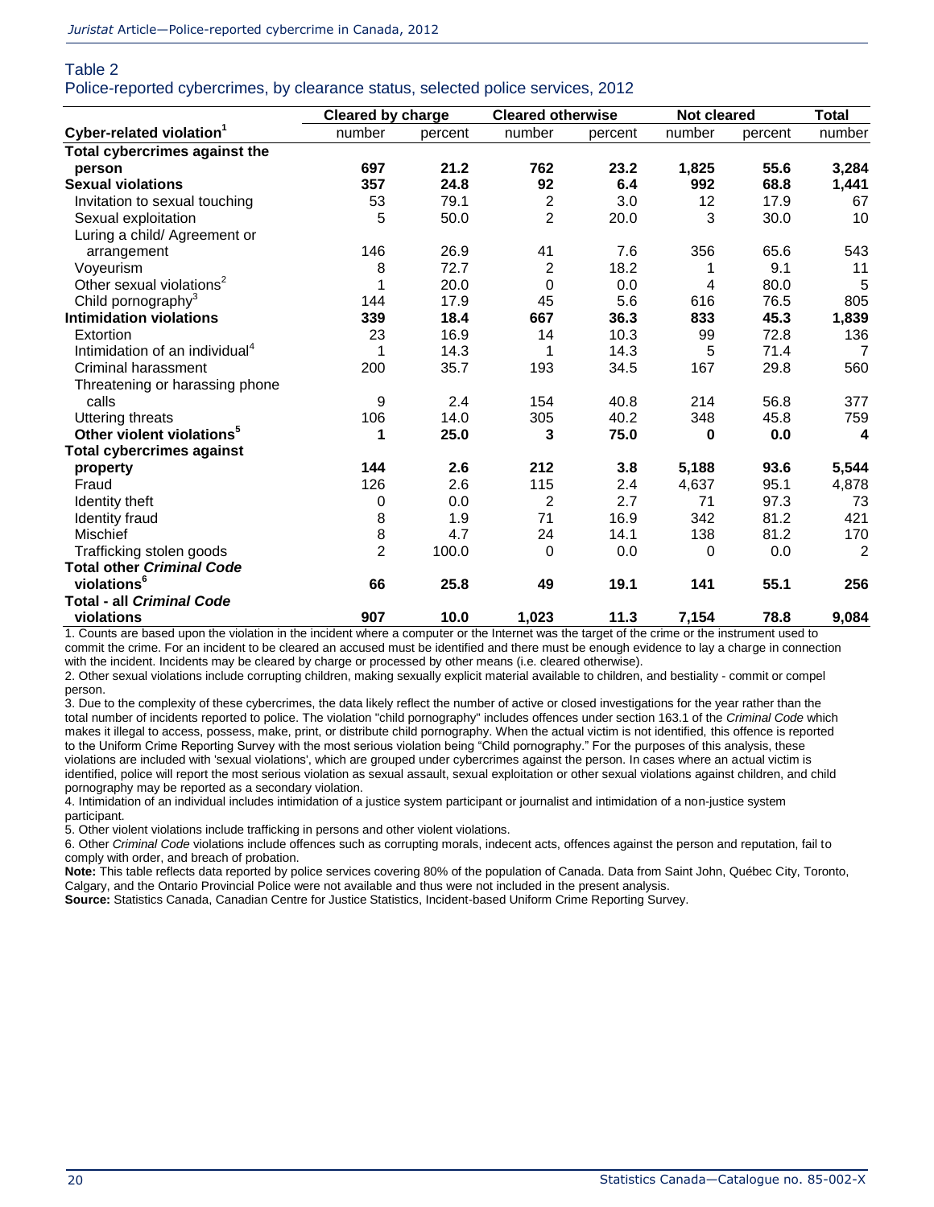Table 2
Police-reported cybercrimes, by clearance status, selected police services, 2012

| Cyber-related violation[1] | Cleared by charge | | Cleared otherwise | | Not cleared | | Total |
|---|---|---|---|---|---|---|---|
| | number | percent | number | percent | number | percent | number |
| **Total cybercrimes against the person** | **697** | **21.2** | **762** | **23.2** | **1,825** | **55.6** | **3,284** |
| **Sexual violations** | **357** | **24.8** | **92** | **6.4** | **992** | **68.8** | **1,441** |
| Invitation to sexual touching | 53 | 79.1 | 2 | 3.0 | 12 | 17.9 | 67 |
| Sexual exploitation | 5 | 50.0 | 2 | 20.0 | 3 | 30.0 | 10 |
| Luring a child/ Agreement or arrangement | 146 | 26.9 | 41 | 7.6 | 356 | 65.6 | 543 |
| Voyeurism | 8 | 72.7 | 2 | 18.2 | 1 | 9.1 | 11 |
| Other sexual violations[2] | 1 | 20.0 | 0 | 0.0 | 4 | 80.0 | 5 |
| Child pornography[3] | 144 | 17.9 | 45 | 5.6 | 616 | 76.5 | 805 |
| **Intimidation violations** | **339** | **18.4** | **667** | **36.3** | **833** | **45.3** | **1,839** |
| Extortion | 23 | 16.9 | 14 | 10.3 | 99 | 72.8 | 136 |
| Intimidation of an individual[4] | 1 | 14.3 | 1 | 14.3 | 5 | 71.4 | 7 |
| Criminal harassment | 200 | 35.7 | 193 | 34.5 | 167 | 29.8 | 560 |
| Threatening or harassing phone calls | 9 | 2.4 | 154 | 40.8 | 214 | 56.8 | 377 |
| Uttering threats | 106 | 14.0 | 305 | 40.2 | 348 | 45.8 | 759 |
| **Other violent violations[5]** | **1** | **25.0** | **3** | **75.0** | **0** | **0.0** | **4** |
| **Total cybercrimes against property** | **144** | **2.6** | **212** | **3.8** | **5,188** | **93.6** | **5,544** |
| Fraud | 126 | 2.6 | 115 | 2.4 | 4,637 | 95.1 | 4,878 |
| Identity theft | 0 | 0.0 | 2 | 2.7 | 71 | 97.3 | 73 |
| Identity fraud | 8 | 1.9 | 71 | 16.9 | 342 | 81.2 | 421 |
| Mischief | 8 | 4.7 | 24 | 14.1 | 138 | 81.2 | 170 |
| Trafficking stolen goods | 2 | 100.0 | 0 | 0.0 | 0 | 0.0 | 2 |
| **Total other *Criminal Code* violations[6]** | **66** | **25.8** | **49** | **19.1** | **141** | **55.1** | **256** |
| **Total - all *Criminal Code* violations** | **907** | **10.0** | **1,023** | **11.3** | **7,154** | **78.8** | **9,084** |

1. Counts are based upon the violation in the incident where a computer or the Internet was the target of the crime or the instrument used to commit the crime. For an incident to be cleared an accused must be identified and there must be enough evidence to lay a charge in connection with the incident. Incidents may be cleared by charge or processed by other means (i.e. cleared otherwise).
2. Other sexual violations include corrupting children, making sexually explicit material available to children, and bestiality - commit or compel person.
3. Due to the complexity of these cybercrimes, the data likely reflect the number of active or closed investigations for the year rather than the total number of incidents reported to police. The violation "child pornography" includes offences under section 163.1 of the *Criminal Code* which makes it illegal to access, possess, make, print, or distribute child pornography. When the actual victim is not identified, this offence is reported to the Uniform Crime Reporting Survey with the most serious violation being "Child pornography." For the purposes of this analysis, these violations are included with 'sexual violations', which are grouped under cybercrimes against the person. In cases where an actual victim is identified, police will report the most serious violation as sexual assault, sexual exploitation or other sexual violations against children, and child pornography may be reported as a secondary violation.
4. Intimidation of an individual includes intimidation of a justice system participant or journalist and intimidation of a non-justice system participant.
5. Other violent violations include trafficking in persons and other violent violations.
6. Other *Criminal Code* violations include offences such as corrupting morals, indecent acts, offences against the person and reputation, fail to comply with order, and breach of probation.

**Note:** This table reflects data reported by police services covering 80% of the population of Canada. Data from Saint John, Québec City, Toronto, Calgary, and the Ontario Provincial Police were not available and thus were not included in the present analysis.
**Source:** Statistics Canada, Canadian Centre for Justice Statistics, Incident-based Uniform Crime Reporting Survey.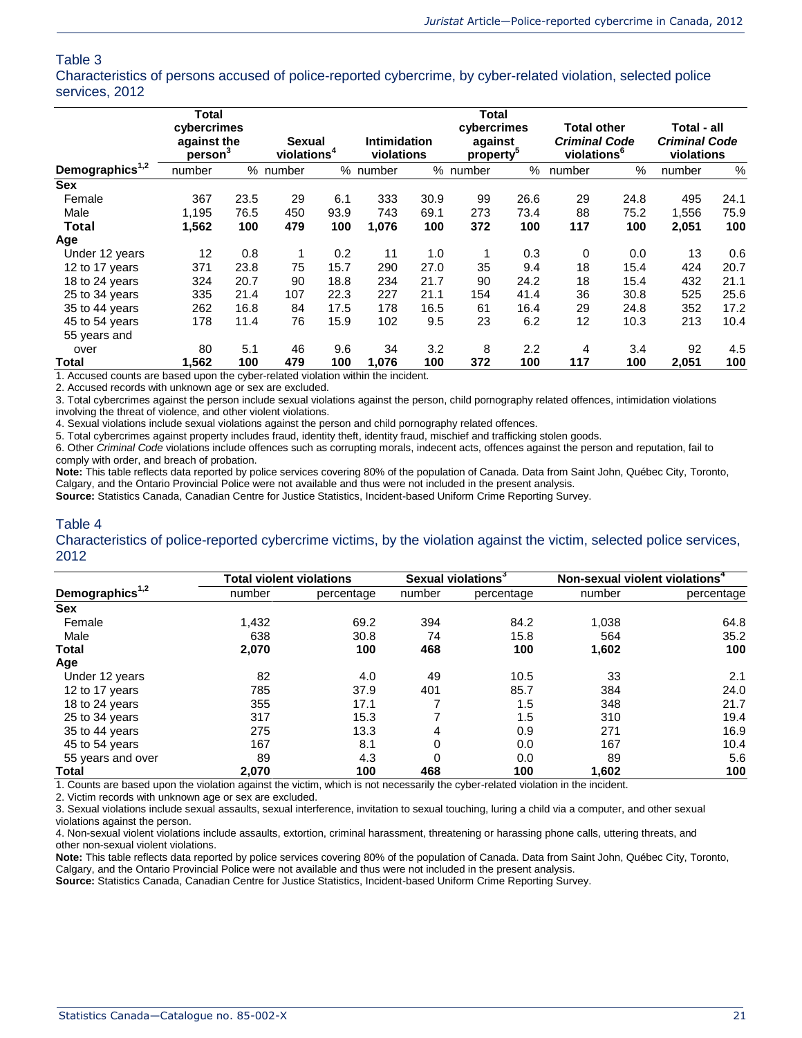### Table 3

Characteristics of persons accused of police-reported cybercrime, by cyber-related violation, selected police services, 2012

| Demographics[1,2] | Total cybercrimes against the person[3] | | Sexual violations[4] | | Intimidation violations | | Total cybercrimes against property[5] | | Total other *Criminal Code* violations[6] | | Total - all *Criminal Code* violations | |
|---|---|---|---|---|---|---|---|---|---|---|---|---|
| | number | % | number | % | number | % | number | % | number | % | number | % |
| **Sex** | | | | | | | | | | | | |
| Female | 367 | 23.5 | 29 | 6.1 | 333 | 30.9 | 99 | 26.6 | 29 | 24.8 | 495 | 24.1 |
| Male | 1,195 | 76.5 | 450 | 93.9 | 743 | 69.1 | 273 | 73.4 | 88 | 75.2 | 1,556 | 75.9 |
| **Total** | **1,562** | **100** | **479** | **100** | **1,076** | **100** | **372** | **100** | **117** | **100** | **2,051** | **100** |
| **Age** | | | | | | | | | | | | |
| Under 12 years | 12 | 0.8 | 1 | 0.2 | 11 | 1.0 | 1 | 0.3 | 0 | 0.0 | 13 | 0.6 |
| 12 to 17 years | 371 | 23.8 | 75 | 15.7 | 290 | 27.0 | 35 | 9.4 | 18 | 15.4 | 424 | 20.7 |
| 18 to 24 years | 324 | 20.7 | 90 | 18.8 | 234 | 21.7 | 90 | 24.2 | 18 | 15.4 | 432 | 21.1 |
| 25 to 34 years | 335 | 21.4 | 107 | 22.3 | 227 | 21.1 | 154 | 41.4 | 36 | 30.8 | 525 | 25.6 |
| 35 to 44 years | 262 | 16.8 | 84 | 17.5 | 178 | 16.5 | 61 | 16.4 | 29 | 24.8 | 352 | 17.2 |
| 45 to 54 years | 178 | 11.4 | 76 | 15.9 | 102 | 9.5 | 23 | 6.2 | 12 | 10.3 | 213 | 10.4 |
| 55 years and over | 80 | 5.1 | 46 | 9.6 | 34 | 3.2 | 8 | 2.2 | 4 | 3.4 | 92 | 4.5 |
| **Total** | **1,562** | **100** | **479** | **100** | **1,076** | **100** | **372** | **100** | **117** | **100** | **2,051** | **100** |

1. Accused counts are based upon the cyber-related violation within the incident.
2. Accused records with unknown age or sex are excluded.
3. Total cybercrimes against the person include sexual violations against the person, child pornography related offences, intimidation violations involving the threat of violence, and other violent violations.
4. Sexual violations include sexual violations against the person and child pornography related offences.
5. Total cybercrimes against property includes fraud, identity theft, identity fraud, mischief and trafficking stolen goods.
6. Other *Criminal Code* violations include offences such as corrupting morals, indecent acts, offences against the person and reputation, fail to comply with order, and breach of probation.

**Note:** This table reflects data reported by police services covering 80% of the population of Canada. Data from Saint John, Québec City, Toronto, Calgary, and the Ontario Provincial Police were not available and thus were not included in the present analysis.

**Source:** Statistics Canada, Canadian Centre for Justice Statistics, Incident-based Uniform Crime Reporting Survey.

### Table 4

Characteristics of police-reported cybercrime victims, by the violation against the victim, selected police services, 2012

| Demographics[1,2] | Total violent violations | | Sexual violations[3] | | Non-sexual violent violations[4] | |
|---|---|---|---|---|---|---|
| | number | percentage | number | percentage | number | percentage |
| **Sex** | | | | | | |
| Female | 1,432 | 69.2 | 394 | 84.2 | 1,038 | 64.8 |
| Male | 638 | 30.8 | 74 | 15.8 | 564 | 35.2 |
| **Total** | **2,070** | **100** | **468** | **100** | **1,602** | **100** |
| **Age** | | | | | | |
| Under 12 years | 82 | 4.0 | 49 | 10.5 | 33 | 2.1 |
| 12 to 17 years | 785 | 37.9 | 401 | 85.7 | 384 | 24.0 |
| 18 to 24 years | 355 | 17.1 | 7 | 1.5 | 348 | 21.7 |
| 25 to 34 years | 317 | 15.3 | 7 | 1.5 | 310 | 19.4 |
| 35 to 44 years | 275 | 13.3 | 4 | 0.9 | 271 | 16.9 |
| 45 to 54 years | 167 | 8.1 | 0 | 0.0 | 167 | 10.4 |
| 55 years and over | 89 | 4.3 | 0 | 0.0 | 89 | 5.6 |
| **Total** | **2,070** | **100** | **468** | **100** | **1,602** | **100** |

1. Counts are based upon the violation against the victim, which is not necessarily the cyber-related violation in the incident.
2. Victim records with unknown age or sex are excluded.
3. Sexual violations include sexual assaults, sexual interference, invitation to sexual touching, luring a child via a computer, and other sexual violations against the person.
4. Non-sexual violent violations include assaults, extortion, criminal harassment, threatening or harassing phone calls, uttering threats, and other non-sexual violent violations.

**Note:** This table reflects data reported by police services covering 80% of the population of Canada. Data from Saint John, Québec City, Toronto, Calgary, and the Ontario Provincial Police were not available and thus were not included in the present analysis.

**Source:** Statistics Canada, Canadian Centre for Justice Statistics, Incident-based Uniform Crime Reporting Survey.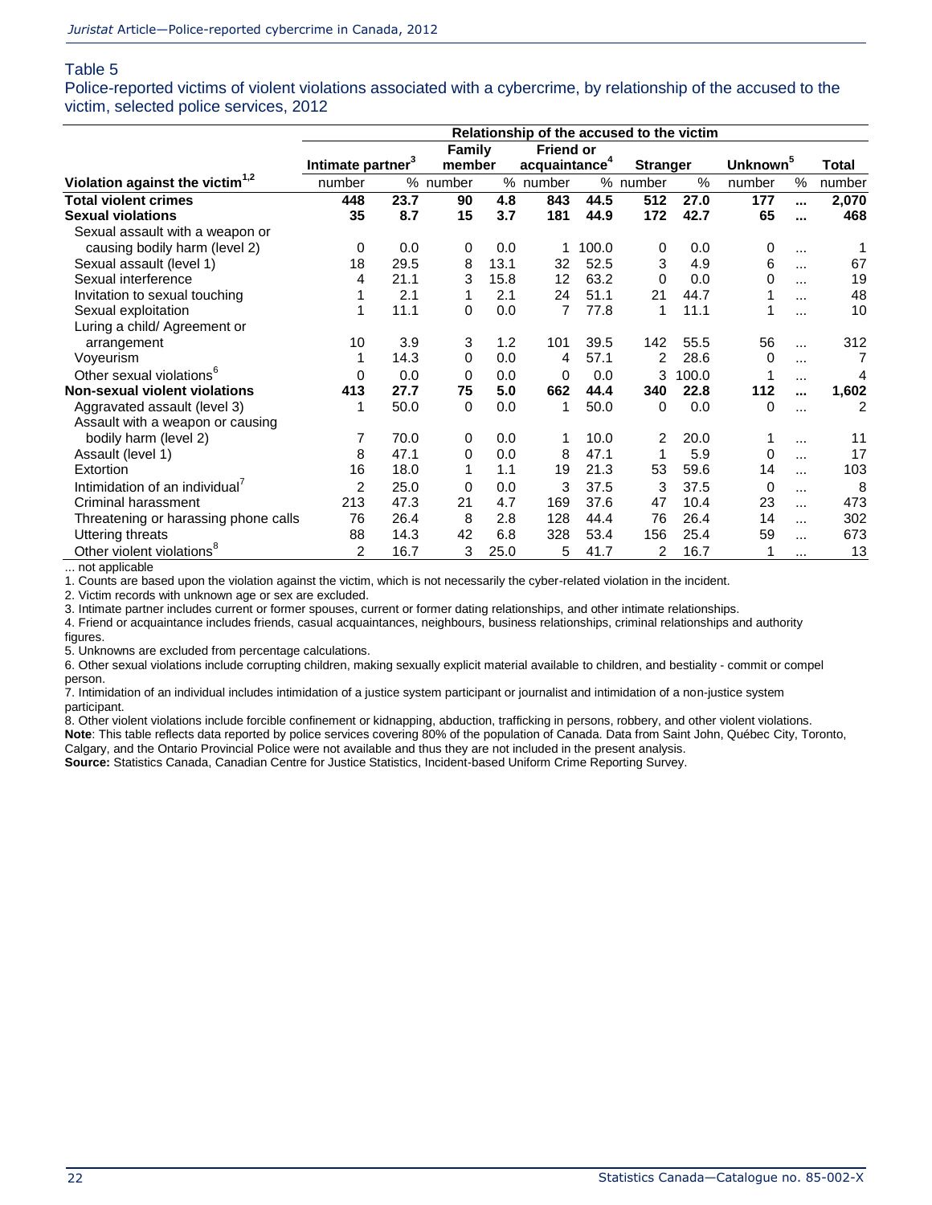Table 5

Police-reported victims of violent violations associated with a cybercrime, by relationship of the accused to the victim, selected police services, 2012

| Violation against the victim[1,2] | Relationship of the accused to the victim | | | | | | | | | | |
|---|---|---|---|---|---|---|---|---|---|---|---|
| | Intimate partner[3] | | Family member | | Friend or acquaintance[4] | | Stranger | | Unknown[5] | | Total |
| | number | % | number | % | number | % | number | % | number | % | number |
| **Total violent crimes** | **448** | **23.7** | **90** | **4.8** | **843** | **44.5** | **512** | **27.0** | **177** | **...** | **2,070** |
| **Sexual violations** | **35** | **8.7** | **15** | **3.7** | **181** | **44.9** | **172** | **42.7** | **65** | **...** | **468** |
| Sexual assault with a weapon or causing bodily harm (level 2) | 0 | 0.0 | 0 | 0.0 | 1 | 100.0 | 0 | 0.0 | 0 | ... | 1 |
| Sexual assault (level 1) | 18 | 29.5 | 8 | 13.1 | 32 | 52.5 | 3 | 4.9 | 6 | ... | 67 |
| Sexual interference | 4 | 21.1 | 3 | 15.8 | 12 | 63.2 | 0 | 0.0 | 0 | ... | 19 |
| Invitation to sexual touching | 1 | 2.1 | 1 | 2.1 | 24 | 51.1 | 21 | 44.7 | 1 | ... | 48 |
| Sexual exploitation | 1 | 11.1 | 0 | 0.0 | 7 | 77.8 | 1 | 11.1 | 1 | ... | 10 |
| Luring a child/ Agreement or arrangement | 10 | 3.9 | 3 | 1.2 | 101 | 39.5 | 142 | 55.5 | 56 | ... | 312 |
| Voyeurism | 1 | 14.3 | 0 | 0.0 | 4 | 57.1 | 2 | 28.6 | 0 | ... | 7 |
| Other sexual violations[6] | 0 | 0.0 | 0 | 0.0 | 0 | 0.0 | 3 | 100.0 | 1 | ... | 4 |
| **Non-sexual violent violations** | **413** | **27.7** | **75** | **5.0** | **662** | **44.4** | **340** | **22.8** | **112** | **...** | **1,602** |
| Aggravated assault (level 3) | 1 | 50.0 | 0 | 0.0 | 1 | 50.0 | 0 | 0.0 | 0 | ... | 2 |
| Assault with a weapon or causing bodily harm (level 2) | 7 | 70.0 | 0 | 0.0 | 1 | 10.0 | 2 | 20.0 | 1 | ... | 11 |
| Assault (level 1) | 8 | 47.1 | 0 | 0.0 | 8 | 47.1 | 1 | 5.9 | 0 | ... | 17 |
| Extortion | 16 | 18.0 | 1 | 1.1 | 19 | 21.3 | 53 | 59.6 | 14 | ... | 103 |
| Intimidation of an individual[7] | 2 | 25.0 | 0 | 0.0 | 3 | 37.5 | 3 | 37.5 | 0 | ... | 8 |
| Criminal harassment | 213 | 47.3 | 21 | 4.7 | 169 | 37.6 | 47 | 10.4 | 23 | ... | 473 |
| Threatening or harassing phone calls | 76 | 26.4 | 8 | 2.8 | 128 | 44.4 | 76 | 26.4 | 14 | ... | 302 |
| Uttering threats | 88 | 14.3 | 42 | 6.8 | 328 | 53.4 | 156 | 25.4 | 59 | ... | 673 |
| Other violent violations[8] | 2 | 16.7 | 3 | 25.0 | 5 | 41.7 | 2 | 16.7 | 1 | ... | 13 |

... not applicable

1. Counts are based upon the violation against the victim, which is not necessarily the cyber-related violation in the incident.
2. Victim records with unknown age or sex are excluded.
3. Intimate partner includes current or former spouses, current or former dating relationships, and other intimate relationships.
4. Friend or acquaintance includes friends, casual acquaintances, neighbours, business relationships, criminal relationships and authority figures.
5. Unknowns are excluded from percentage calculations.
6. Other sexual violations include corrupting children, making sexually explicit material available to children, and bestiality - commit or compel person.
7. Intimidation of an individual includes intimidation of a justice system participant or journalist and intimidation of a non-justice system participant.
8. Other violent violations include forcible confinement or kidnapping, abduction, trafficking in persons, robbery, and other violent violations.

**Note**: This table reflects data reported by police services covering 80% of the population of Canada. Data from Saint John, Québec City, Toronto, Calgary, and the Ontario Provincial Police were not available and thus they are not included in the present analysis.

**Source:** Statistics Canada, Canadian Centre for Justice Statistics, Incident-based Uniform Crime Reporting Survey.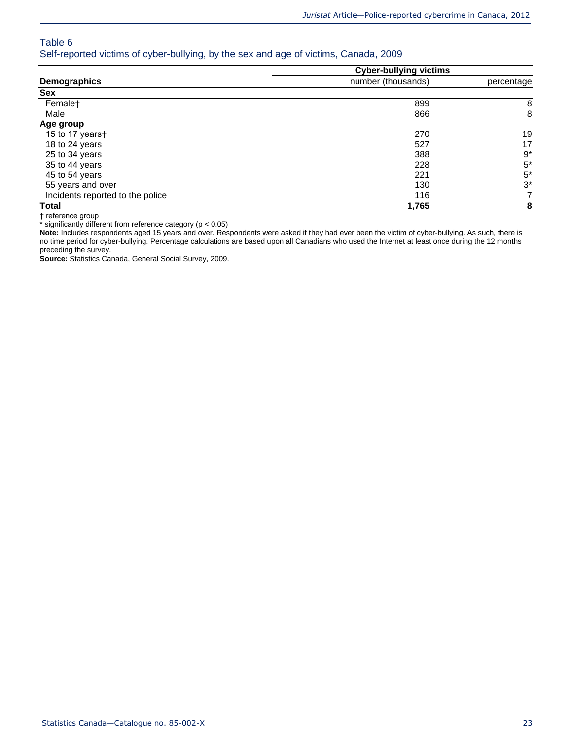Table 6
Self-reported victims of cyber-bullying, by the sex and age of victims, Canada, 2009

| Demographics | Cyber-bullying victims | |
|---|---|---|
| | number (thousands) | percentage |
| **Sex** | | |
| Female† | 899 | 8 |
| Male | 866 | 8 |
| **Age group** | | |
| 15 to 17 years† | 270 | 19 |
| 18 to 24 years | 527 | 17 |
| 25 to 34 years | 388 | 9* |
| 35 to 44 years | 228 | 5* |
| 45 to 54 years | 221 | 5* |
| 55 years and over | 130 | 3* |
| Incidents reported to the police | 116 | 7 |
| **Total** | **1,765** | **8** |

† reference group
* significantly different from reference category ($p < 0.05$)
**Note:** Includes respondents aged 15 years and over. Respondents were asked if they had ever been the victim of cyber-bullying. As such, there is no time period for cyber-bullying. Percentage calculations are based upon all Canadians who used the Internet at least once during the 12 months preceding the survey.
**Source:** Statistics Canada, General Social Survey, 2009.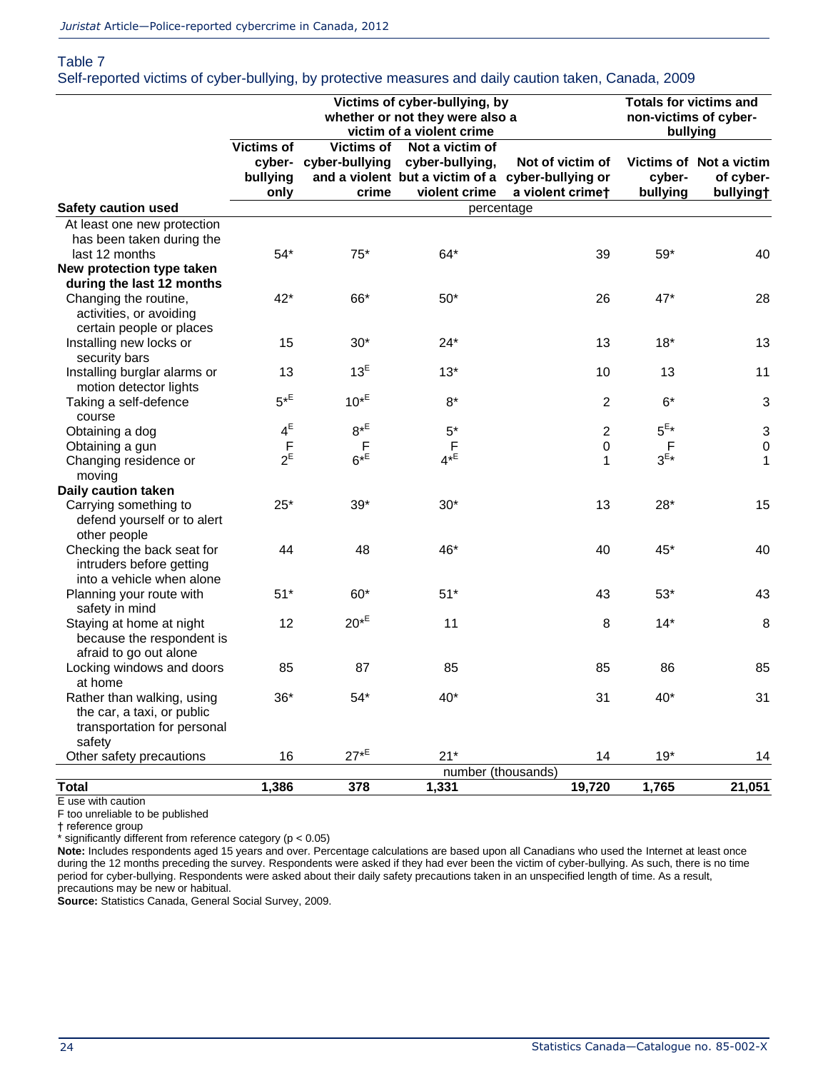Table 7
Self-reported victims of cyber-bullying, by protective measures and daily caution taken, Canada, 2009

| Safety caution used | Victims of cyber-bullying, by whether or not they were also a victim of a violent crime | | | | Totals for victims and non-victims of cyber-bullying | |
|---|---|---|---|---|---|---|
| | Victims of cyber-bullying only | Victims of cyber-bullying and a violent crime | Not a victim of cyber-bullying, but a victim of a violent crime | Not of victim of cyber-bullying or a violent crime† | Victims of cyber-bullying | Not a victim of cyber-bullying† |
| | percentage | | | | | |
| At least one new protection has been taken during the last 12 months | 54* | 75* | 64* | 39 | 59* | 40 |
| **New protection type taken during the last 12 months** | | | | | | |
| Changing the routine, activities, or avoiding certain people or places | 42* | 66* | 50* | 26 | 47* | 28 |
| Installing new locks or security bars | 15 | 30* | 24* | 13 | 18* | 13 |
| Installing burglar alarms or motion detector lights | 13 | 13^E | 13* | 10 | 13 | 11 |
| Taking a self-defence course | 5*^E | 10*^E | 8* | 2 | 6* | 3 |
| Obtaining a dog | 4^E | 8*^E | 5* | 2 | 5^E* | 3 |
| Obtaining a gun | F | F | F | 0 | F | 0 |
| Changing residence or moving | 2^E | 6*^E | 4*^E | 1 | 3^E* | 1 |
| **Daily caution taken** | | | | | | |
| Carrying something to defend yourself or to alert other people | 25* | 39* | 30* | 13 | 28* | 15 |
| Checking the back seat for intruders before getting into a vehicle when alone | 44 | 48 | 46* | 40 | 45* | 40 |
| Planning your route with safety in mind | 51* | 60* | 51* | 43 | 53* | 43 |
| Staying at home at night because the respondent is afraid to go out alone | 12 | 20*^E | 11 | 8 | 14* | 8 |
| Locking windows and doors at home | 85 | 87 | 85 | 85 | 86 | 85 |
| Rather than walking, using the car, a taxi, or public transportation for personal safety | 36* | 54* | 40* | 31 | 40* | 31 |
| Other safety precautions | 16 | 27*^E | 21* | 14 | 19* | 14 |
| | number (thousands) | | | | | |
| **Total** | **1,386** | **378** | **1,331** | **19,720** | **1,765** | **21,051** |

E use with caution

F too unreliable to be published

† reference group

* significantly different from reference category ($p < 0.05$)

**Note:** Includes respondents aged 15 years and over. Percentage calculations are based upon all Canadians who used the Internet at least once during the 12 months preceding the survey. Respondents were asked if they had ever been the victim of cyber-bullying. As such, there is no time period for cyber-bullying. Respondents were asked about their daily safety precautions taken in an unspecified length of time. As a result, precautions may be new or habitual.

**Source:** Statistics Canada, General Social Survey, 2009.